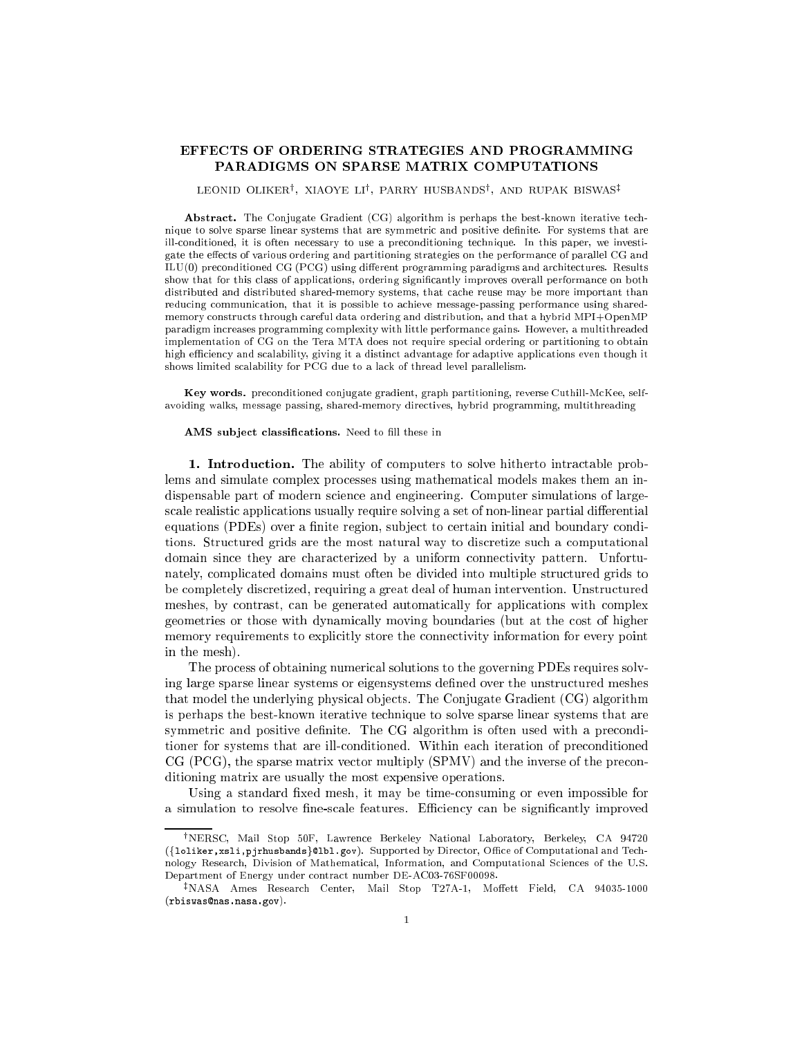# EFFECTS OF ORDERING STRATEGIES AND PROGRAMMING PARADIGMS ON SPARSE MATRIX COMPUTATIONS

LEONID OLIKER[†], XIAOYE LI[†], PARRY HUSBANDS[†], AND RUPAK BISWAS[‡]

**Abstract.** The Conjugate Gradient (CG) algorithm is perhaps the best-known iterative technique to solve sparse linear systems that are symmetric and positive definite. For systems that are ill-conditioned, it is often necessary to use a preconditioning technique. In this paper, we investigate the effects of various ordering and partitioning strategies on the performance of parallel CG and ILU(0) preconditioned CG (PCG) using different programming paradigms and architectures. Results show that for this class of applications, ordering significantly improves overall performance on both distributed and distributed shared-memory systems, that cache reuse may be more important than reducing communication, that it is possible to achieve message-passing performance using shared-memory constructs through careful data ordering and distribution, and that a hybrid MPI+OpenMP paradigm increases programming complexity with little performance gains. However, a multithreaded implementation of CG on the Tera MTA does not require special ordering or partitioning to obtain high efficiency and scalability, giving it a distinct advantage for adaptive applications even though it shows limited scalability for PCG due to a lack of thread level parallelism.

**Key words.** preconditioned conjugate gradient, graph partitioning, reverse Cuthill-McKee, self-avoiding walks, message passing, shared-memory directives, hybrid programming, multithreading

**AMS subject classifications.** Need to fill these in

**1. Introduction.** The ability of computers to solve hitherto intractable problems and simulate complex processes using mathematical models makes them an indispensable part of modern science and engineering. Computer simulations of large-scale realistic applications usually require solving a set of non-linear partial differential equations (PDEs) over a finite region, subject to certain initial and boundary conditions. Structured grids are the most natural way to discretize such a computational domain since they are characterized by a uniform connectivity pattern. Unfortunately, complicated domains must often be divided into multiple structured grids to be completely discretized, requiring a great deal of human intervention. Unstructured meshes, by contrast, can be generated automatically for applications with complex geometries or those with dynamically moving boundaries (but at the cost of higher memory requirements to explicitly store the connectivity information for every point in the mesh).

The process of obtaining numerical solutions to the governing PDEs requires solving large sparse linear systems or eigensystems defined over the unstructured meshes that model the underlying physical objects. The Conjugate Gradient (CG) algorithm is perhaps the best-known iterative technique to solve sparse linear systems that are symmetric and positive definite. The CG algorithm is often used with a preconditioner for systems that are ill-conditioned. Within each iteration of preconditioned CG (PCG), the sparse matrix vector multiply (SPMV) and the inverse of the preconditioning matrix are usually the most expensive operations.

Using a standard fixed mesh, it may be time-consuming or even impossible for a simulation to resolve fine-scale features. Efficiency can be significantly improved

[†]NERSC, Mail Stop 50F, Lawrence Berkeley National Laboratory, Berkeley, CA 94720 ({loliker,xsli,pjrhusbands}@lbl.gov). Supported by Director, Office of Computational and Technology Research, Division of Mathematical, Information, and Computational Sciences of the U.S. Department of Energy under contract number DE-AC03-76SF00098.

[‡]NASA Ames Research Center, Mail Stop T27A-1, Moffett Field, CA 94035-1000 (rbiswas@nas.nasa.gov).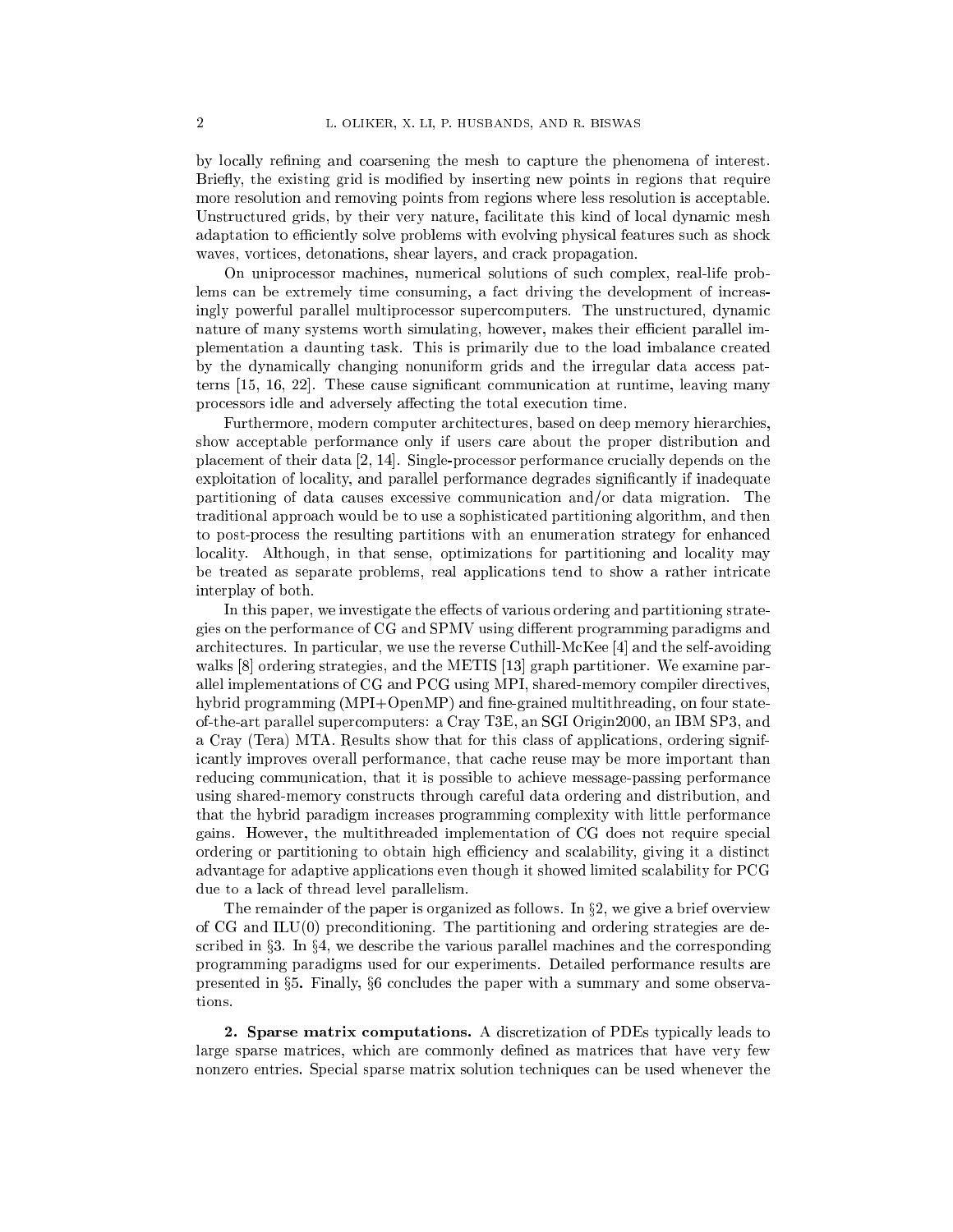by locally refining and coarsening the mesh to capture the phenomena of interest. Briefly, the existing grid is modified by inserting new points in regions that require more resolution and removing points from regions where less resolution is acceptable. Unstructured grids, by their very nature, facilitate this kind of local dynamic mesh adaptation to efficiently solve problems with evolving physical features such as shock waves, vortices, detonations, shear layers, and crack propagation.

On uniprocessor machines, numerical solutions of such complex, real-life problems can be extremely time consuming, a fact driving the development of increasingly powerful parallel multiprocessor supercomputers. The unstructured, dynamic nature of many systems worth simulating, however, makes their efficient parallel implementation a daunting task. This is primarily due to the load imbalance created by the dynamically changing nonuniform grids and the irregular data access patterns [15, 16, 22]. These cause significant communication at runtime, leaving many processors idle and adversely affecting the total execution time.

Furthermore, modern computer architectures, based on deep memory hierarchies, show acceptable performance only if users care about the proper distribution and placement of their data [2, 14]. Single-processor performance crucially depends on the exploitation of locality, and parallel performance degrades significantly if inadequate partitioning of data causes excessive communication and/or data migration. The traditional approach would be to use a sophisticated partitioning algorithm, and then to post-process the resulting partitions with an enumeration strategy for enhanced locality. Although, in that sense, optimizations for partitioning and locality may be treated as separate problems, real applications tend to show a rather intricate interplay of both.

In this paper, we investigate the effects of various ordering and partitioning strategies on the performance of CG and SPMV using different programming paradigms and architectures. In particular, we use the reverse Cuthill-McKee [4] and the self-avoiding walks [8] ordering strategies, and the METIS [13] graph partitioner. We examine parallel implementations of CG and PCG using MPI, shared-memory compiler directives, hybrid programming (MPI+OpenMP) and fine-grained multithreading, on four state-of-the-art parallel supercomputers: a Cray T3E, an SGI Origin2000, an IBM SP3, and a Cray (Tera) MTA. Results show that for this class of applications, ordering significantly improves overall performance, that cache reuse may be more important than reducing communication, that it is possible to achieve message-passing performance using shared-memory constructs through careful data ordering and distribution, and that the hybrid paradigm increases programming complexity with little performance gains. However, the multithreaded implementation of CG does not require special ordering or partitioning to obtain high efficiency and scalability, giving it a distinct advantage for adaptive applications even though it showed limited scalability for PCG due to a lack of thread level parallelism.

The remainder of the paper is organized as follows. In §2, we give a brief overview of CG and ILU(0) preconditioning. The partitioning and ordering strategies are described in §3. In §4, we describe the various parallel machines and the corresponding programming paradigms used for our experiments. Detailed performance results are presented in §5. Finally, §6 concludes the paper with a summary and some observations.

## 2. Sparse matrix computations.

A discretization of PDEs typically leads to large sparse matrices, which are commonly defined as matrices that have very few nonzero entries. Special sparse matrix solution techniques can be used whenever the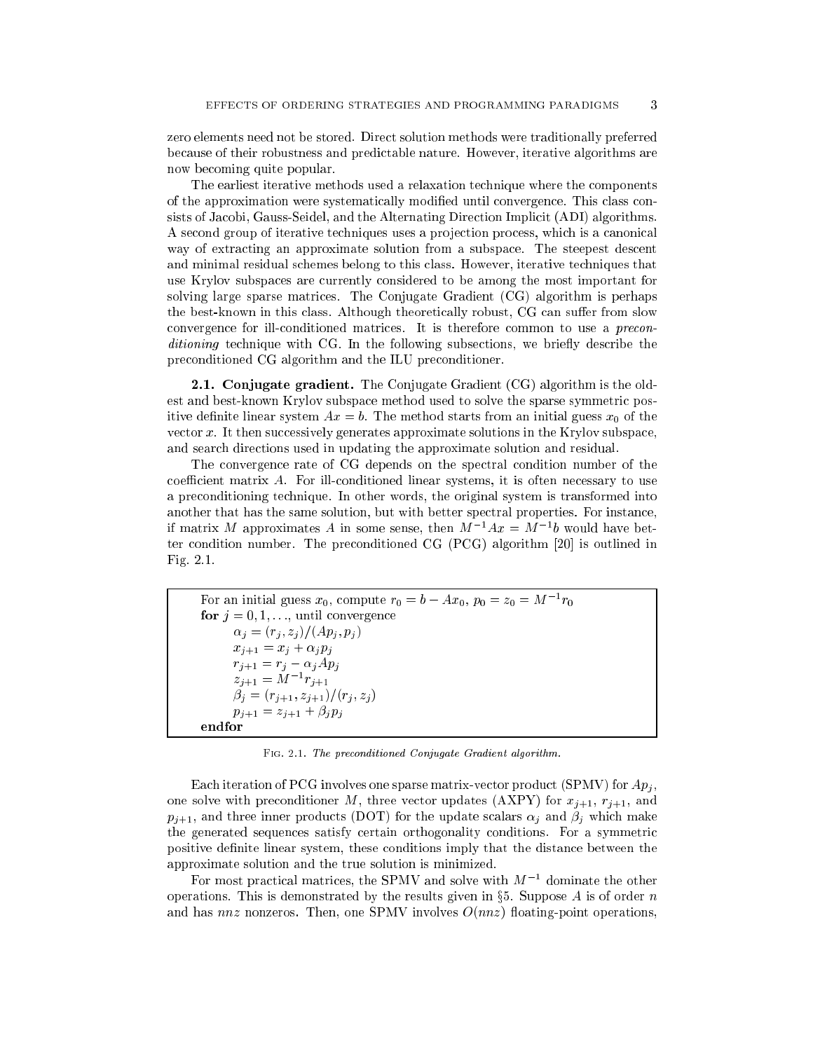zero elements need not be stored. Direct solution methods were traditionally preferred because of their robustness and predictable nature. However, iterative algorithms are now becoming quite popular.

The earliest iterative methods used a relaxation technique where the components of the approximation were systematically modified until convergence. This class consists of Jacobi, Gauss-Seidel, and the Alternating Direction Implicit (ADI) algorithms. A second group of iterative techniques uses a projection process, which is a canonical way of extracting an approximate solution from a subspace. The steepest descent and minimal residual schemes belong to this class. However, iterative techniques that use Krylov subspaces are currently considered to be among the most important for solving large sparse matrices. The Conjugate Gradient (CG) algorithm is perhaps the best-known in this class. Although theoretically robust, CG can suffer from slow convergence for ill-conditioned matrices. It is therefore common to use a *preconditioning* technique with CG. In the following subsections, we briefly describe the preconditioned CG algorithm and the ILU preconditioner.

### 2.1. Conjugate gradient.

The Conjugate Gradient (CG) algorithm is the oldest and best-known Krylov subspace method used to solve the sparse symmetric positive definite linear system $Ax = b$. The method starts from an initial guess $x_0$ of the vector $x$. It then successively generates approximate solutions in the Krylov subspace, and search directions used in updating the approximate solution and residual.

The convergence rate of CG depends on the spectral condition number of the coefficient matrix $A$. For ill-conditioned linear systems, it is often necessary to use a preconditioning technique. In other words, the original system is transformed into another that has the same solution, but with better spectral properties. For instance, if matrix $M$ approximates $A$ in some sense, then $M^{-1}Ax = M^{-1}b$ would have better condition number. The preconditioned CG (PCG) algorithm [20] is outlined in Fig. 2.1.

> For an initial guess $x_0$, compute $r_0 = b - Ax_0$, $p_0 = z_0 = M^{-1}r_0$
> **for** $j = 0, 1, \ldots$, until convergence
> $\quad\alpha_j = (r_j, z_j)/(Ap_j, p_j)$
> $\quad x_{j+1} = x_j + \alpha_j p_j$
> $\quad r_{j+1} = r_j - \alpha_j Ap_j$
> $\quad z_{j+1} = M^{-1}r_{j+1}$
> $\quad\beta_j = (r_{j+1}, z_{j+1})/(r_j, z_j)$
> $\quad p_{j+1} = z_{j+1} + \beta_j p_j$
> **endfor**

Fig. 2.1. *The preconditioned Conjugate Gradient algorithm.*

Each iteration of PCG involves one sparse matrix-vector product (SPMV) for $Ap_j$, one solve with preconditioner $M$, three vector updates (AXPY) for $x_{j+1}$, $r_{j+1}$, and $p_{j+1}$, and three inner products (DOT) for the update scalars $\alpha_j$ and $\beta_j$ which make the generated sequences satisfy certain orthogonality conditions. For a symmetric positive definite linear system, these conditions imply that the distance between the approximate solution and the true solution is minimized.

For most practical matrices, the SPMV and solve with $M^{-1}$ dominate the other operations. This is demonstrated by the results given in §5. Suppose $A$ is of order $n$ and has $nnz$ nonzeros. Then, one SPMV involves $O(nnz)$ floating-point operations,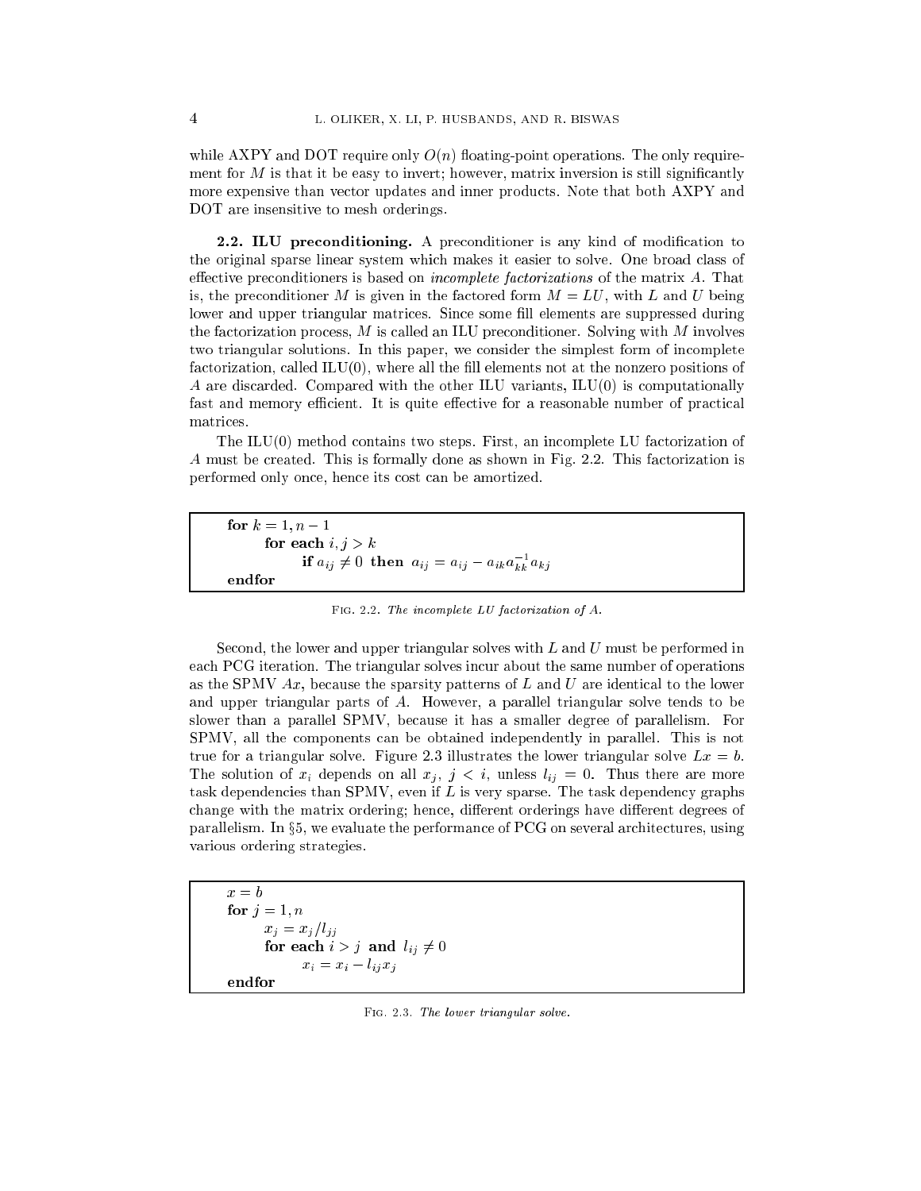while AXPY and DOT require only $O(n)$ floating-point operations. The only requirement for $M$ is that it be easy to invert; however, matrix inversion is still significantly more expensive than vector updates and inner products. Note that both AXPY and DOT are insensitive to mesh orderings.

**2.2. ILU preconditioning.** A preconditioner is any kind of modification to the original sparse linear system which makes it easier to solve. One broad class of effective preconditioners is based on *incomplete factorizations* of the matrix $A$. That is, the preconditioner $M$ is given in the factored form $M = LU$, with $L$ and $U$ being lower and upper triangular matrices. Since some fill elements are suppressed during the factorization process, $M$ is called an ILU preconditioner. Solving with $M$ involves two triangular solutions. In this paper, we consider the simplest form of incomplete factorization, called ILU(0), where all the fill elements not at the nonzero positions of $A$ are discarded. Compared with the other ILU variants, ILU(0) is computationally fast and memory efficient. It is quite effective for a reasonable number of practical matrices.

The ILU(0) method contains two steps. First, an incomplete LU factorization of $A$ must be created. This is formally done as shown in Fig. 2.2. This factorization is performed only once, hence its cost can be amortized.

```
for k = 1, n − 1
      for each i, j > k
            if a_ij ≠ 0 then a_ij = a_ij − a_ik a_kk^{-1} a_kj
endfor
```

Fig. 2.2. *The incomplete LU factorization of A.*

Second, the lower and upper triangular solves with $L$ and $U$ must be performed in each PCG iteration. The triangular solves incur about the same number of operations as the SPMV $Ax$, because the sparsity patterns of $L$ and $U$ are identical to the lower and upper triangular parts of $A$. However, a parallel triangular solve tends to be slower than a parallel SPMV, because it has a smaller degree of parallelism. For SPMV, all the components can be obtained independently in parallel. This is not true for a triangular solve. Figure 2.3 illustrates the lower triangular solve $Lx = b$. The solution of $x_i$ depends on all $x_j$, $j < i$, unless $l_{ij} = 0$. Thus there are more task dependencies than SPMV, even if $L$ is very sparse. The task dependency graphs change with the matrix ordering; hence, different orderings have different degrees of parallelism. In §5, we evaluate the performance of PCG on several architectures, using various ordering strategies.

```
x = b
for j = 1, n
      x_j = x_j / l_jj
      for each i > j and l_ij ≠ 0
            x_i = x_i − l_ij x_j
endfor
```

Fig. 2.3. *The lower triangular solve.*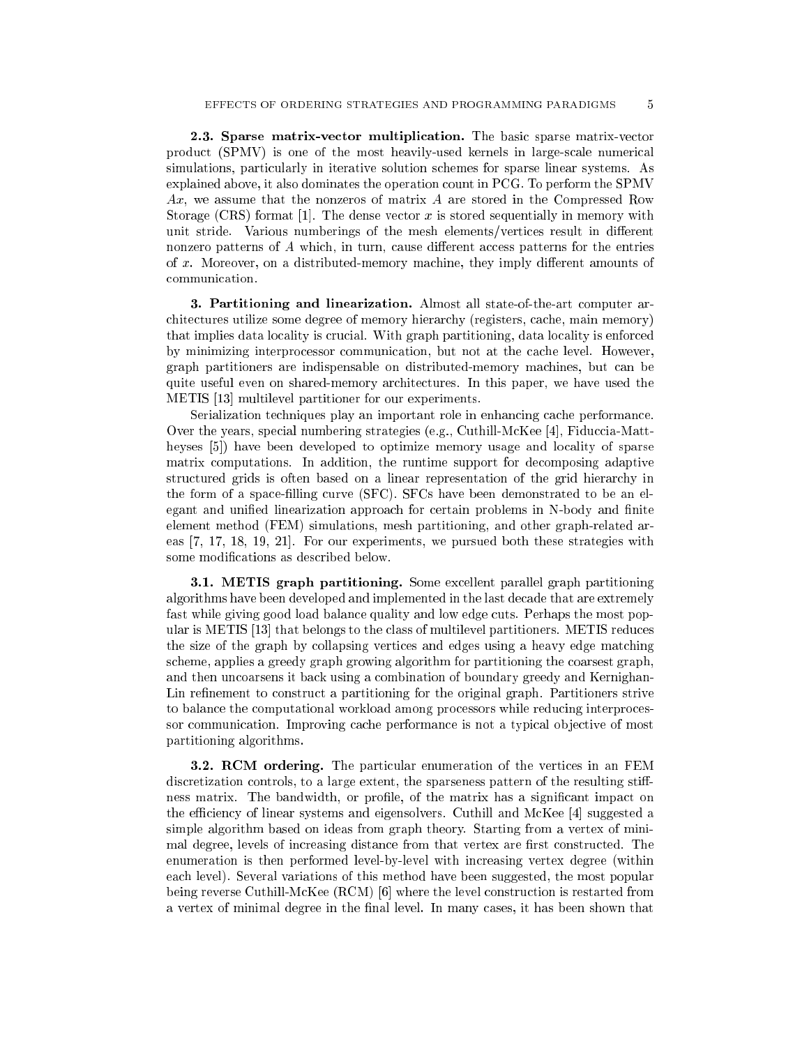**2.3. Sparse matrix-vector multiplication.** The basic sparse matrix-vector product (SPMV) is one of the most heavily-used kernels in large-scale numerical simulations, particularly in iterative solution schemes for sparse linear systems. As explained above, it also dominates the operation count in PCG. To perform the SPMV $Ax$, we assume that the nonzeros of matrix $A$ are stored in the Compressed Row Storage (CRS) format [1]. The dense vector $x$ is stored sequentially in memory with unit stride. Various numberings of the mesh elements/vertices result in different nonzero patterns of $A$ which, in turn, cause different access patterns for the entries of $x$. Moreover, on a distributed-memory machine, they imply different amounts of communication.

**3. Partitioning and linearization.** Almost all state-of-the-art computer architectures utilize some degree of memory hierarchy (registers, cache, main memory) that implies data locality is crucial. With graph partitioning, data locality is enforced by minimizing interprocessor communication, but not at the cache level. However, graph partitioners are indispensable on distributed-memory machines, but can be quite useful even on shared-memory architectures. In this paper, we have used the METIS [13] multilevel partitioner for our experiments.

Serialization techniques play an important role in enhancing cache performance. Over the years, special numbering strategies (e.g., Cuthill-McKee [4], Fiduccia-Mattheyses [5]) have been developed to optimize memory usage and locality of sparse matrix computations. In addition, the runtime support for decomposing adaptive structured grids is often based on a linear representation of the grid hierarchy in the form of a space-filling curve (SFC). SFCs have been demonstrated to be an elegant and unified linearization approach for certain problems in N-body and finite element method (FEM) simulations, mesh partitioning, and other graph-related areas [7, 17, 18, 19, 21]. For our experiments, we pursued both these strategies with some modifications as described below.

**3.1. METIS graph partitioning.** Some excellent parallel graph partitioning algorithms have been developed and implemented in the last decade that are extremely fast while giving good load balance quality and low edge cuts. Perhaps the most popular is METIS [13] that belongs to the class of multilevel partitioners. METIS reduces the size of the graph by collapsing vertices and edges using a heavy edge matching scheme, applies a greedy graph growing algorithm for partitioning the coarsest graph, and then uncoarsens it back using a combination of boundary greedy and Kernighan-Lin refinement to construct a partitioning for the original graph. Partitioners strive to balance the computational workload among processors while reducing interprocessor communication. Improving cache performance is not a typical objective of most partitioning algorithms.

**3.2. RCM ordering.** The particular enumeration of the vertices in an FEM discretization controls, to a large extent, the sparseness pattern of the resulting stiffness matrix. The bandwidth, or profile, of the matrix has a significant impact on the efficiency of linear systems and eigensolvers. Cuthill and McKee [4] suggested a simple algorithm based on ideas from graph theory. Starting from a vertex of minimal degree, levels of increasing distance from that vertex are first constructed. The enumeration is then performed level-by-level with increasing vertex degree (within each level). Several variations of this method have been suggested, the most popular being reverse Cuthill-McKee (RCM) [6] where the level construction is restarted from a vertex of minimal degree in the final level. In many cases, it has been shown that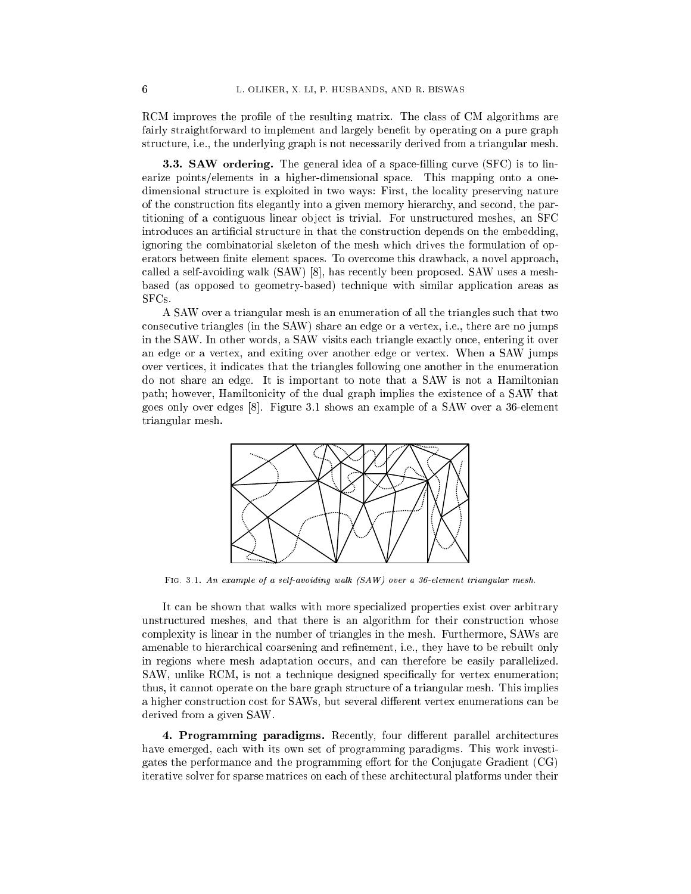RCM improves the profile of the resulting matrix. The class of CM algorithms are fairly straightforward to implement and largely benefit by operating on a pure graph structure, i.e., the underlying graph is not necessarily derived from a triangular mesh.

**3.3. SAW ordering.** The general idea of a space-filling curve (SFC) is to linearize points/elements in a higher-dimensional space. This mapping onto a one-dimensional structure is exploited in two ways: First, the locality preserving nature of the construction fits elegantly into a given memory hierarchy, and second, the partitioning of a contiguous linear object is trivial. For unstructured meshes, an SFC introduces an artificial structure in that the construction depends on the embedding, ignoring the combinatorial skeleton of the mesh which drives the formulation of operators between finite element spaces. To overcome this drawback, a novel approach, called a self-avoiding walk (SAW) [8], has recently been proposed. SAW uses a mesh-based (as opposed to geometry-based) technique with similar application areas as SFCs.

A SAW over a triangular mesh is an enumeration of all the triangles such that two consecutive triangles (in the SAW) share an edge or a vertex, i.e., there are no jumps in the SAW. In other words, a SAW visits each triangle exactly once, entering it over an edge or a vertex, and exiting over another edge or vertex. When a SAW jumps over vertices, it indicates that the triangles following one another in the enumeration do not share an edge. It is important to note that a SAW is not a Hamiltonian path; however, Hamiltonicity of the dual graph implies the existence of a SAW that goes only over edges [8]. Figure 3.1 shows an example of a SAW over a 36-element triangular mesh.

Fig. 3.1. *An example of a self-avoiding walk (SAW) over a 36-element triangular mesh.*

It can be shown that walks with more specialized properties exist over arbitrary unstructured meshes, and that there is an algorithm for their construction whose complexity is linear in the number of triangles in the mesh. Furthermore, SAWs are amenable to hierarchical coarsening and refinement, i.e., they have to be rebuilt only in regions where mesh adaptation occurs, and can therefore be easily parallelized. SAW, unlike RCM, is not a technique designed specifically for vertex enumeration; thus, it cannot operate on the bare graph structure of a triangular mesh. This implies a higher construction cost for SAWs, but several different vertex enumerations can be derived from a given SAW.

## 4. Programming paradigms.

Recently, four different parallel architectures have emerged, each with its own set of programming paradigms. This work investigates the performance and the programming effort for the Conjugate Gradient (CG) iterative solver for sparse matrices on each of these architectural platforms under their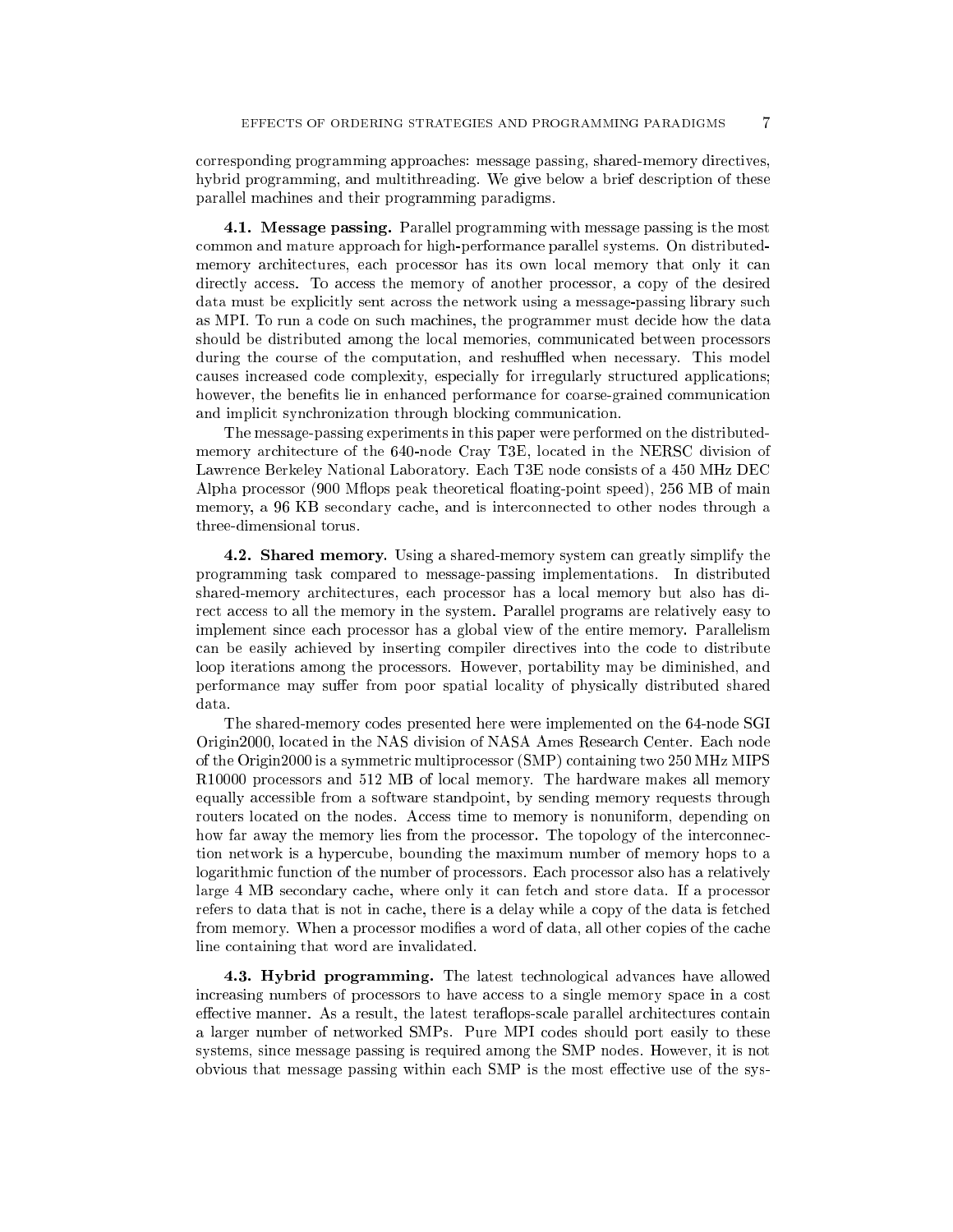corresponding programming approaches: message passing, shared-memory directives, hybrid programming, and multithreading. We give below a brief description of these parallel machines and their programming paradigms.

### 4.1. Message passing.

Parallel programming with message passing is the most common and mature approach for high-performance parallel systems. On distributed-memory architectures, each processor has its own local memory that only it can directly access. To access the memory of another processor, a copy of the desired data must be explicitly sent across the network using a message-passing library such as MPI. To run a code on such machines, the programmer must decide how the data should be distributed among the local memories, communicated between processors during the course of the computation, and reshuffled when necessary. This model causes increased code complexity, especially for irregularly structured applications; however, the benefits lie in enhanced performance for coarse-grained communication and implicit synchronization through blocking communication.

The message-passing experiments in this paper were performed on the distributed-memory architecture of the 640-node Cray T3E, located in the NERSC division of Lawrence Berkeley National Laboratory. Each T3E node consists of a 450 MHz DEC Alpha processor (900 Mflops peak theoretical floating-point speed), 256 MB of main memory, a 96 KB secondary cache, and is interconnected to other nodes through a three-dimensional torus.

### 4.2. Shared memory.

Using a shared-memory system can greatly simplify the programming task compared to message-passing implementations. In distributed shared-memory architectures, each processor has a local memory but also has direct access to all the memory in the system. Parallel programs are relatively easy to implement since each processor has a global view of the entire memory. Parallelism can be easily achieved by inserting compiler directives into the code to distribute loop iterations among the processors. However, portability may be diminished, and performance may suffer from poor spatial locality of physically distributed shared data.

The shared-memory codes presented here were implemented on the 64-node SGI Origin2000, located in the NAS division of NASA Ames Research Center. Each node of the Origin2000 is a symmetric multiprocessor (SMP) containing two 250 MHz MIPS R10000 processors and 512 MB of local memory. The hardware makes all memory equally accessible from a software standpoint, by sending memory requests through routers located on the nodes. Access time to memory is nonuniform, depending on how far away the memory lies from the processor. The topology of the interconnection network is a hypercube, bounding the maximum number of memory hops to a logarithmic function of the number of processors. Each processor also has a relatively large 4 MB secondary cache, where only it can fetch and store data. If a processor refers to data that is not in cache, there is a delay while a copy of the data is fetched from memory. When a processor modifies a word of data, all other copies of the cache line containing that word are invalidated.

### 4.3. Hybrid programming.

The latest technological advances have allowed increasing numbers of processors to have access to a single memory space in a cost effective manner. As a result, the latest teraflops-scale parallel architectures contain a larger number of networked SMPs. Pure MPI codes should port easily to these systems, since message passing is required among the SMP nodes. However, it is not obvious that message passing within each SMP is the most effective use of the sys-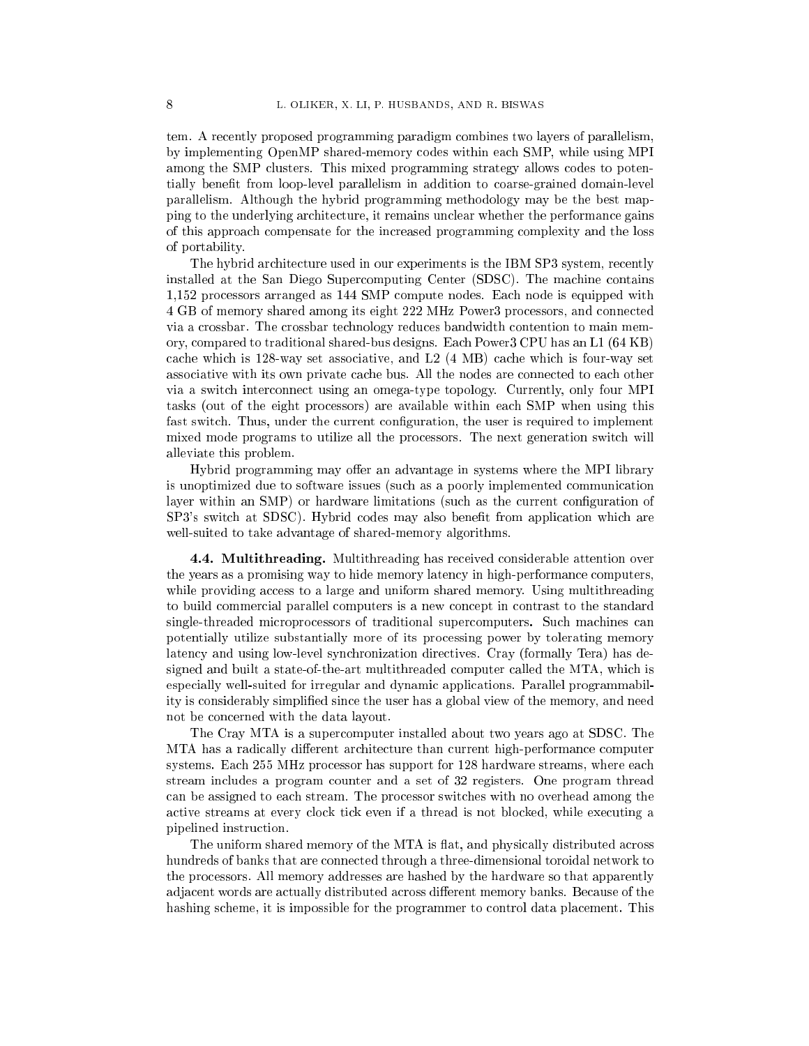tem. A recently proposed programming paradigm combines two layers of parallelism, by implementing OpenMP shared-memory codes within each SMP, while using MPI among the SMP clusters. This mixed programming strategy allows codes to potentially benefit from loop-level parallelism in addition to coarse-grained domain-level parallelism. Although the hybrid programming methodology may be the best mapping to the underlying architecture, it remains unclear whether the performance gains of this approach compensate for the increased programming complexity and the loss of portability.

The hybrid architecture used in our experiments is the IBM SP3 system, recently installed at the San Diego Supercomputing Center (SDSC). The machine contains 1,152 processors arranged as 144 SMP compute nodes. Each node is equipped with 4 GB of memory shared among its eight 222 MHz Power3 processors, and connected via a crossbar. The crossbar technology reduces bandwidth contention to main memory, compared to traditional shared-bus designs. Each Power3 CPU has an L1 (64 KB) cache which is 128-way set associative, and L2 (4 MB) cache which is four-way set associative with its own private cache bus. All the nodes are connected to each other via a switch interconnect using an omega-type topology. Currently, only four MPI tasks (out of the eight processors) are available within each SMP when using this fast switch. Thus, under the current configuration, the user is required to implement mixed mode programs to utilize all the processors. The next generation switch will alleviate this problem.

Hybrid programming may offer an advantage in systems where the MPI library is unoptimized due to software issues (such as a poorly implemented communication layer within an SMP) or hardware limitations (such as the current configuration of SP3's switch at SDSC). Hybrid codes may also benefit from application which are well-suited to take advantage of shared-memory algorithms.

**4.4. Multithreading.** Multithreading has received considerable attention over the years as a promising way to hide memory latency in high-performance computers, while providing access to a large and uniform shared memory. Using multithreading to build commercial parallel computers is a new concept in contrast to the standard single-threaded microprocessors of traditional supercomputers. Such machines can potentially utilize substantially more of its processing power by tolerating memory latency and using low-level synchronization directives. Cray (formally Tera) has designed and built a state-of-the-art multithreaded computer called the MTA, which is especially well-suited for irregular and dynamic applications. Parallel programmability is considerably simplified since the user has a global view of the memory, and need not be concerned with the data layout.

The Cray MTA is a supercomputer installed about two years ago at SDSC. The MTA has a radically different architecture than current high-performance computer systems. Each 255 MHz processor has support for 128 hardware streams, where each stream includes a program counter and a set of 32 registers. One program thread can be assigned to each stream. The processor switches with no overhead among the active streams at every clock tick even if a thread is not blocked, while executing a pipelined instruction.

The uniform shared memory of the MTA is flat, and physically distributed across hundreds of banks that are connected through a three-dimensional toroidal network to the processors. All memory addresses are hashed by the hardware so that apparently adjacent words are actually distributed across different memory banks. Because of the hashing scheme, it is impossible for the programmer to control data placement. This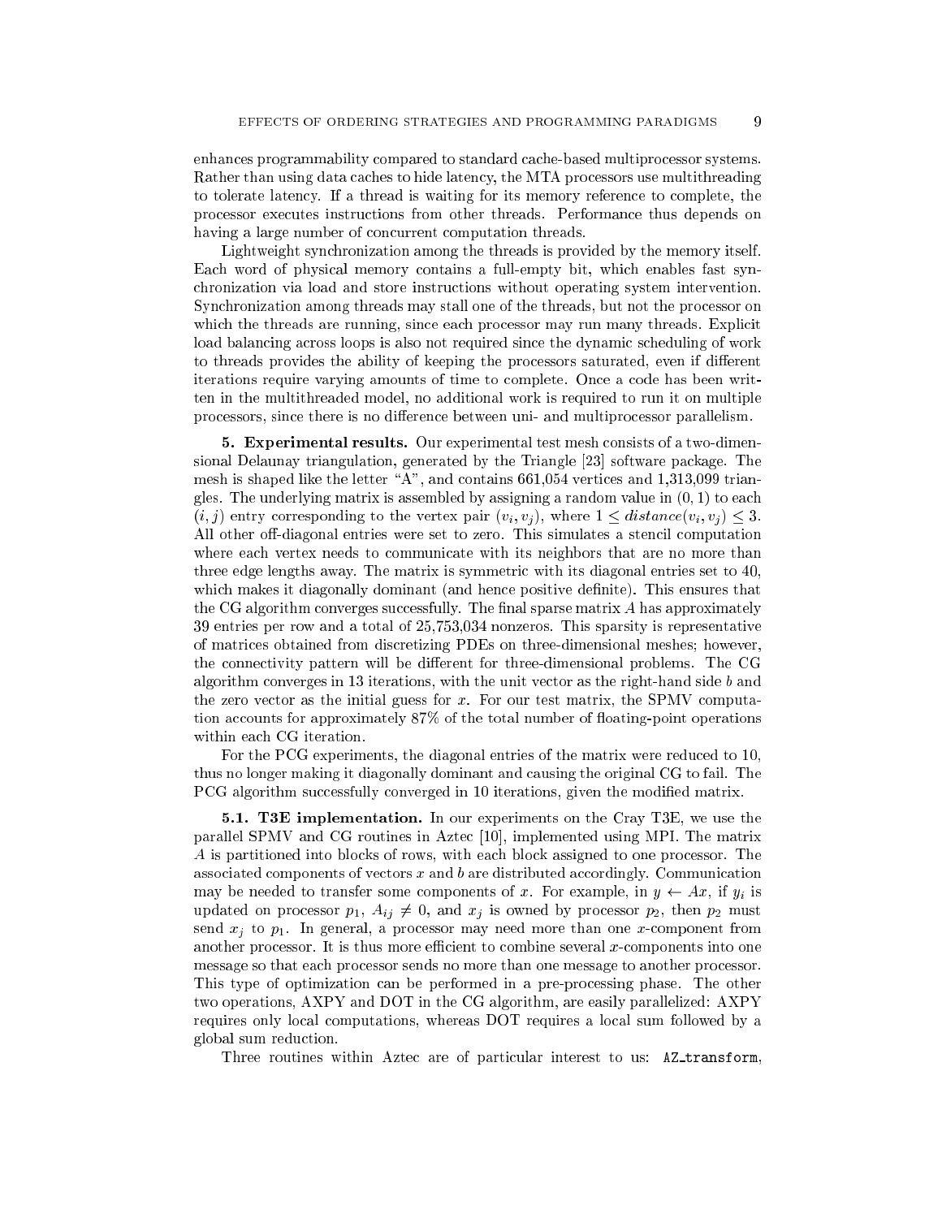enhances programmability compared to standard cache-based multiprocessor systems. Rather than using data caches to hide latency, the MTA processors use multithreading to tolerate latency. If a thread is waiting for its memory reference to complete, the processor executes instructions from other threads. Performance thus depends on having a large number of concurrent computation threads.

Lightweight synchronization among the threads is provided by the memory itself. Each word of physical memory contains a full-empty bit, which enables fast synchronization via load and store instructions without operating system intervention. Synchronization among threads may stall one of the threads, but not the processor on which the threads are running, since each processor may run many threads. Explicit load balancing across loops is also not required since the dynamic scheduling of work to threads provides the ability of keeping the processors saturated, even if different iterations require varying amounts of time to complete. Once a code has been written in the multithreaded model, no additional work is required to run it on multiple processors, since there is no difference between uni- and multiprocessor parallelism.

## 5. Experimental results.

Our experimental test mesh consists of a two-dimensional Delaunay triangulation, generated by the Triangle [23] software package. The mesh is shaped like the letter "A", and contains 661,054 vertices and 1,313,099 triangles. The underlying matrix is assembled by assigning a random value in $(0, 1)$ to each $(i, j)$ entry corresponding to the vertex pair $(v_i, v_j)$, where $1 \leq distance(v_i, v_j) \leq 3$. All other off-diagonal entries were set to zero. This simulates a stencil computation where each vertex needs to communicate with its neighbors that are no more than three edge lengths away. The matrix is symmetric with its diagonal entries set to 40, which makes it diagonally dominant (and hence positive definite). This ensures that the CG algorithm converges successfully. The final sparse matrix $A$ has approximately 39 entries per row and a total of 25,753,034 nonzeros. This sparsity is representative of matrices obtained from discretizing PDEs on three-dimensional meshes; however, the connectivity pattern will be different for three-dimensional problems. The CG algorithm converges in 13 iterations, with the unit vector as the right-hand side $b$ and the zero vector as the initial guess for $x$. For our test matrix, the SPMV computation accounts for approximately 87% of the total number of floating-point operations within each CG iteration.

For the PCG experiments, the diagonal entries of the matrix were reduced to 10, thus no longer making it diagonally dominant and causing the original CG to fail. The PCG algorithm successfully converged in 10 iterations, given the modified matrix.

### 5.1. T3E implementation.

In our experiments on the Cray T3E, we use the parallel SPMV and CG routines in Aztec [10], implemented using MPI. The matrix $A$ is partitioned into blocks of rows, with each block assigned to one processor. The associated components of vectors $x$ and $b$ are distributed accordingly. Communication may be needed to transfer some components of $x$. For example, in $y \leftarrow Ax$, if $y_i$ is updated on processor $p_1$, $A_{ij} \neq 0$, and $x_j$ is owned by processor $p_2$, then $p_2$ must send $x_j$ to $p_1$. In general, a processor may need more than one $x$-component from another processor. It is thus more efficient to combine several $x$-components into one message so that each processor sends no more than one message to another processor. This type of optimization can be performed in a pre-processing phase. The other two operations, AXPY and DOT in the CG algorithm, are easily parallelized: AXPY requires only local computations, whereas DOT requires a local sum followed by a global sum reduction.

Three routines within Aztec are of particular interest to us: `AZ_transform`,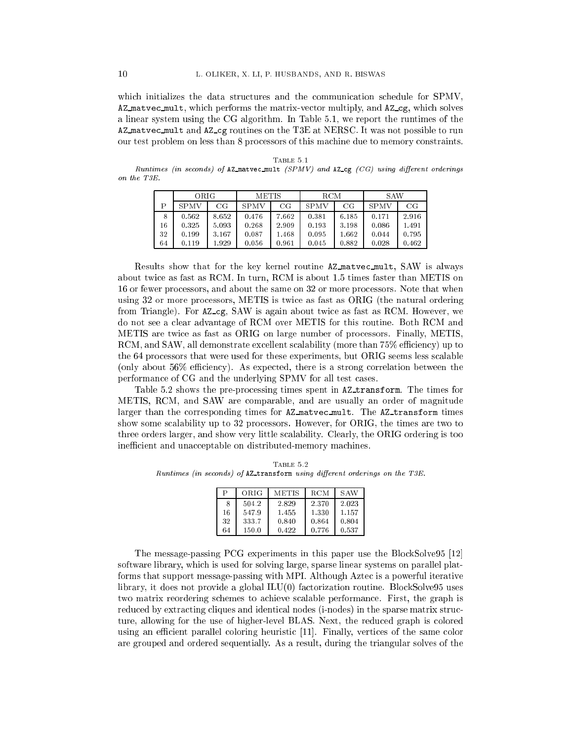which initializes the data structures and the communication schedule for SPMV, `AZ_matvec_mult`, which performs the matrix-vector multiply, and `AZ_cg`, which solves a linear system using the CG algorithm. In Table 5.1, we report the runtimes of the `AZ_matvec_mult` and `AZ_cg` routines on the T3E at NERSC. It was not possible to run our test problem on less than 8 processors of this machine due to memory constraints.

TABLE 5.1
*Runtimes (in seconds) of* `AZ_matvec_mult` *(SPMV) and* `AZ_cg` *(CG) using different orderings on the T3E.*

| | ORIG | | METIS | | RCM | | SAW | |
|---|---|---|---|---|---|---|---|---|
| P | SPMV | CG | SPMV | CG | SPMV | CG | SPMV | CG |
| 8 | 0.562 | 8.652 | 0.476 | 7.662 | 0.381 | 6.185 | 0.171 | 2.916 |
| 16 | 0.325 | 5.093 | 0.268 | 2.909 | 0.193 | 3.198 | 0.086 | 1.491 |
| 32 | 0.199 | 3.167 | 0.087 | 1.468 | 0.095 | 1.662 | 0.044 | 0.795 |
| 64 | 0.119 | 1.929 | 0.056 | 0.961 | 0.045 | 0.882 | 0.028 | 0.462 |

Results show that for the key kernel routine `AZ_matvec_mult`, SAW is always about twice as fast as RCM. In turn, RCM is about 1.5 times faster than METIS on 16 or fewer processors, and about the same on 32 or more processors. Note that when using 32 or more processors, METIS is twice as fast as ORIG (the natural ordering from Triangle). For `AZ_cg`, SAW is again about twice as fast as RCM. However, we do not see a clear advantage of RCM over METIS for this routine. Both RCM and METIS are twice as fast as ORIG on large number of processors. Finally, METIS, RCM, and SAW, all demonstrate excellent scalability (more than 75% efficiency) up to the 64 processors that were used for these experiments, but ORIG seems less scalable (only about 56% efficiency). As expected, there is a strong correlation between the performance of CG and the underlying SPMV for all test cases.

Table 5.2 shows the pre-processing times spent in `AZ_transform`. The times for METIS, RCM, and SAW are comparable, and are usually an order of magnitude larger than the corresponding times for `AZ_matvec_mult`. The `AZ_transform` times show some scalability up to 32 processors. However, for ORIG, the times are two to three orders larger, and show very little scalability. Clearly, the ORIG ordering is too inefficient and unacceptable on distributed-memory machines.

TABLE 5.2
*Runtimes (in seconds) of* `AZ_transform` *using different orderings on the T3E.*

| P | ORIG | METIS | RCM | SAW |
|---|---|---|---|---|
| 8 | 504.2 | 2.829 | 2.370 | 2.023 |
| 16 | 547.9 | 1.455 | 1.330 | 1.157 |
| 32 | 333.7 | 0.840 | 0.864 | 0.804 |
| 64 | 150.0 | 0.422 | 0.776 | 0.537 |

The message-passing PCG experiments in this paper use the BlockSolve95 [12] software library, which is used for solving large, sparse linear systems on parallel platforms that support message-passing with MPI. Although Aztec is a powerful iterative library, it does not provide a global ILU(0) factorization routine. BlockSolve95 uses two matrix reordering schemes to achieve scalable performance. First, the graph is reduced by extracting cliques and identical nodes (i-nodes) in the sparse matrix structure, allowing for the use of higher-level BLAS. Next, the reduced graph is colored using an efficient parallel coloring heuristic [11]. Finally, vertices of the same color are grouped and ordered sequentially. As a result, during the triangular solves of the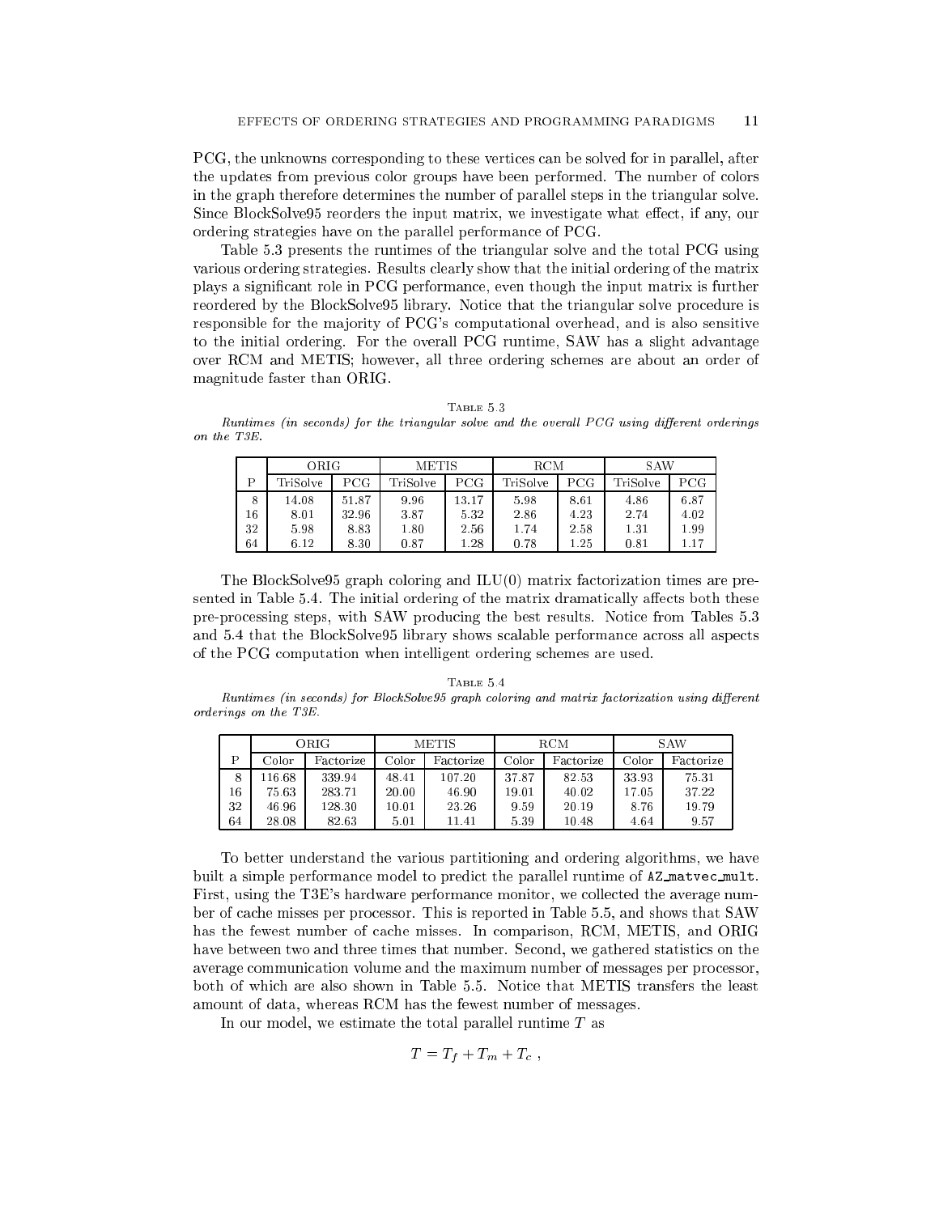PCG, the unknowns corresponding to these vertices can be solved for in parallel, after the updates from previous color groups have been performed. The number of colors in the graph therefore determines the number of parallel steps in the triangular solve. Since BlockSolve95 reorders the input matrix, we investigate what effect, if any, our ordering strategies have on the parallel performance of PCG.

Table 5.3 presents the runtimes of the triangular solve and the total PCG using various ordering strategies. Results clearly show that the initial ordering of the matrix plays a significant role in PCG performance, even though the input matrix is further reordered by the BlockSolve95 library. Notice that the triangular solve procedure is responsible for the majority of PCG's computational overhead, and is also sensitive to the initial ordering. For the overall PCG runtime, SAW has a slight advantage over RCM and METIS; however, all three ordering schemes are about an order of magnitude faster than ORIG.

Table 5.3
*Runtimes (in seconds) for the triangular solve and the overall PCG using different orderings on the T3E.*

| | ORIG | | METIS | | RCM | | SAW | |
|---|---|---|---|---|---|---|---|---|
| P | TriSolve | PCG | TriSolve | PCG | TriSolve | PCG | TriSolve | PCG |
| 8 | 14.08 | 51.87 | 9.96 | 13.17 | 5.98 | 8.61 | 4.86 | 6.87 |
| 16 | 8.01 | 32.96 | 3.87 | 5.32 | 2.86 | 4.23 | 2.74 | 4.02 |
| 32 | 5.98 | 8.83 | 1.80 | 2.56 | 1.74 | 2.58 | 1.31 | 1.99 |
| 64 | 6.12 | 8.30 | 0.87 | 1.28 | 0.78 | 1.25 | 0.81 | 1.17 |

The BlockSolve95 graph coloring and ILU(0) matrix factorization times are presented in Table 5.4. The initial ordering of the matrix dramatically affects both these pre-processing steps, with SAW producing the best results. Notice from Tables 5.3 and 5.4 that the BlockSolve95 library shows scalable performance across all aspects of the PCG computation when intelligent ordering schemes are used.

Table 5.4
*Runtimes (in seconds) for BlockSolve95 graph coloring and matrix factorization using different orderings on the T3E.*

| | ORIG | | METIS | | RCM | | SAW | |
|---|---|---|---|---|---|---|---|---|
| P | Color | Factorize | Color | Factorize | Color | Factorize | Color | Factorize |
| 8 | 116.68 | 339.94 | 48.41 | 107.20 | 37.87 | 82.53 | 33.93 | 75.31 |
| 16 | 75.63 | 283.71 | 20.00 | 46.90 | 19.01 | 40.02 | 17.05 | 37.22 |
| 32 | 46.96 | 128.30 | 10.01 | 23.26 | 9.59 | 20.19 | 8.76 | 19.79 |
| 64 | 28.08 | 82.63 | 5.01 | 11.41 | 5.39 | 10.48 | 4.64 | 9.57 |

To better understand the various partitioning and ordering algorithms, we have built a simple performance model to predict the parallel runtime of `AZ_matvec_mult`. First, using the T3E's hardware performance monitor, we collected the average number of cache misses per processor. This is reported in Table 5.5, and shows that SAW has the fewest number of cache misses. In comparison, RCM, METIS, and ORIG have between two and three times that number. Second, we gathered statistics on the average communication volume and the maximum number of messages per processor, both of which are also shown in Table 5.5. Notice that METIS transfers the least amount of data, whereas RCM has the fewest number of messages.

In our model, we estimate the total parallel runtime $T$ as

$$T = T_f + T_m + T_c \ ,$$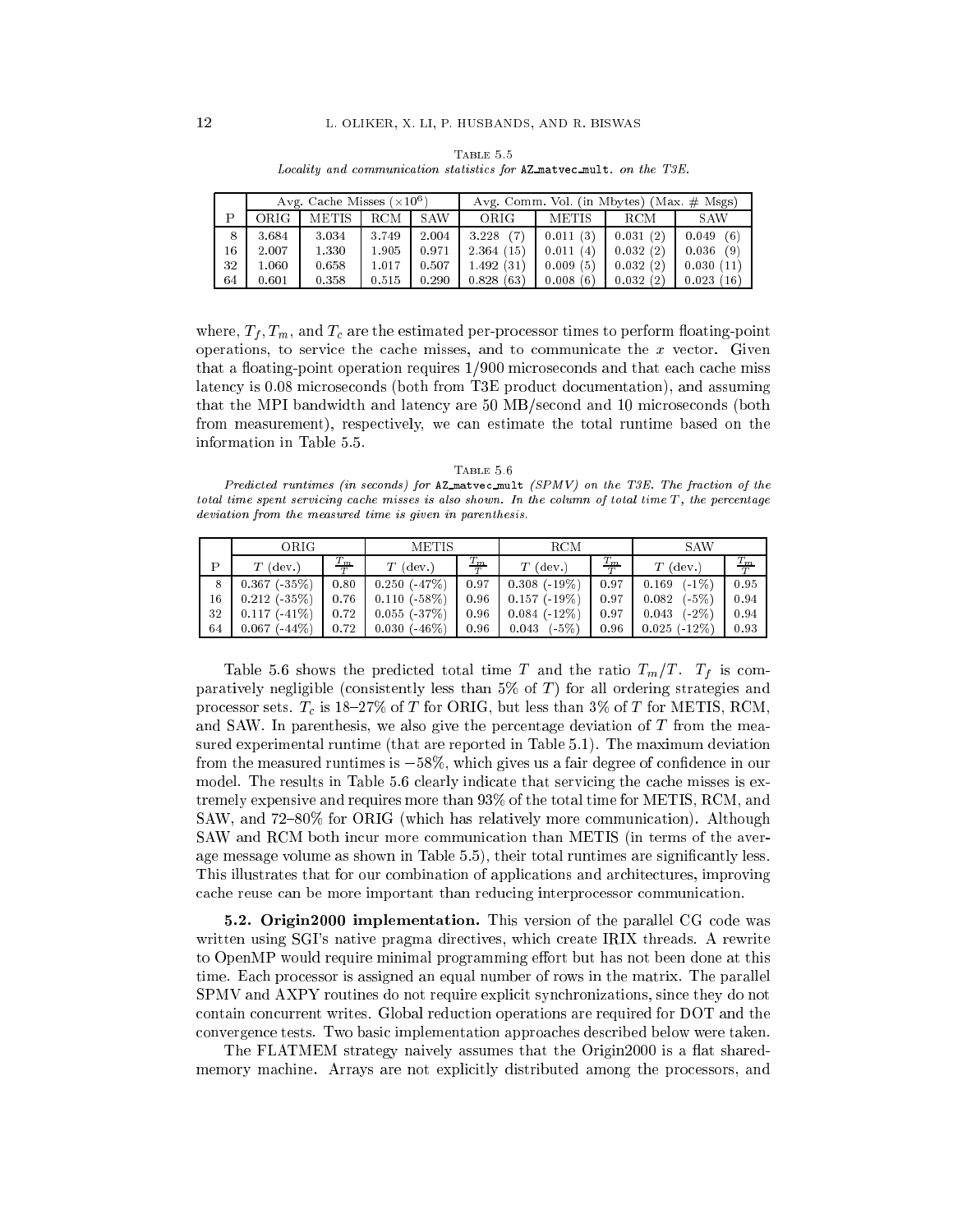Table 5.5

*Locality and communication statistics for* `AZ_matvec_mult.` *on the T3E.*

| | Avg. Cache Misses ($\times 10^6$) | | | | Avg. Comm. Vol. (in Mbytes) (Max. # Msgs) | | | |
|---|---|---|---|---|---|---|---|---|
| P | ORIG | METIS | RCM | SAW | ORIG | METIS | RCM | SAW |
| 8 | 3.684 | 3.034 | 3.749 | 2.004 | 3.228 (7) | 0.011 (3) | 0.031 (2) | 0.049 (6) |
| 16 | 2.007 | 1.330 | 1.905 | 0.971 | 2.364 (15) | 0.011 (4) | 0.032 (2) | 0.036 (9) |
| 32 | 1.060 | 0.658 | 1.017 | 0.507 | 1.492 (31) | 0.009 (5) | 0.032 (2) | 0.030 (11) |
| 64 | 0.601 | 0.358 | 0.515 | 0.290 | 0.828 (63) | 0.008 (6) | 0.032 (2) | 0.023 (16) |

where, $T_f, T_m$, and $T_c$ are the estimated per-processor times to perform floating-point operations, to service the cache misses, and to communicate the $x$ vector. Given that a floating-point operation requires 1/900 microseconds and that each cache miss latency is 0.08 microseconds (both from T3E product documentation), and assuming that the MPI bandwidth and latency are 50 MB/second and 10 microseconds (both from measurement), respectively, we can estimate the total runtime based on the information in Table 5.5.

Table 5.6

*Predicted runtimes (in seconds) for* `AZ_matvec_mult` *(SPMV) on the T3E. The fraction of the total time spent servicing cache misses is also shown. In the column of total time $T$, the percentage deviation from the measured time is given in parenthesis.*

| | ORIG | | METIS | | RCM | | SAW | |
|---|---|---|---|---|---|---|---|---|
| P | $T$ (dev.) | $\frac{T_m}{T}$ | $T$ (dev.) | $\frac{T_m}{T}$ | $T$ (dev.) | $\frac{T_m}{T}$ | $T$ (dev.) | $\frac{T_m}{T}$ |
| 8 | 0.367 (-35%) | 0.80 | 0.250 (-47%) | 0.97 | 0.308 (-19%) | 0.97 | 0.169 (-1%) | 0.95 |
| 16 | 0.212 (-35%) | 0.76 | 0.110 (-58%) | 0.96 | 0.157 (-19%) | 0.97 | 0.082 (-5%) | 0.94 |
| 32 | 0.117 (-41%) | 0.72 | 0.055 (-37%) | 0.96 | 0.084 (-12%) | 0.97 | 0.043 (-2%) | 0.94 |
| 64 | 0.067 (-44%) | 0.72 | 0.030 (-46%) | 0.96 | 0.043 (-5%) | 0.96 | 0.025 (-12%) | 0.93 |

Table 5.6 shows the predicted total time $T$ and the ratio $T_m/T$. $T_f$ is comparatively negligible (consistently less than 5% of $T$) for all ordering strategies and processor sets. $T_c$ is 18–27% of $T$ for ORIG, but less than 3% of $T$ for METIS, RCM, and SAW. In parenthesis, we also give the percentage deviation of $T$ from the measured experimental runtime (that are reported in Table 5.1). The maximum deviation from the measured runtimes is $-58\%$, which gives us a fair degree of confidence in our model. The results in Table 5.6 clearly indicate that servicing the cache misses is extremely expensive and requires more than 93% of the total time for METIS, RCM, and SAW, and 72–80% for ORIG (which has relatively more communication). Although SAW and RCM both incur more communication than METIS (in terms of the average message volume as shown in Table 5.5), their total runtimes are significantly less. This illustrates that for our combination of applications and architectures, improving cache reuse can be more important than reducing interprocessor communication.

**5.2. Origin2000 implementation.** This version of the parallel CG code was written using SGI's native pragma directives, which create IRIX threads. A rewrite to OpenMP would require minimal programming effort but has not been done at this time. Each processor is assigned an equal number of rows in the matrix. The parallel SPMV and AXPY routines do not require explicit synchronizations, since they do not contain concurrent writes. Global reduction operations are required for DOT and the convergence tests. Two basic implementation approaches described below were taken.

The FLATMEM strategy naively assumes that the Origin2000 is a flat shared-memory machine. Arrays are not explicitly distributed among the processors, and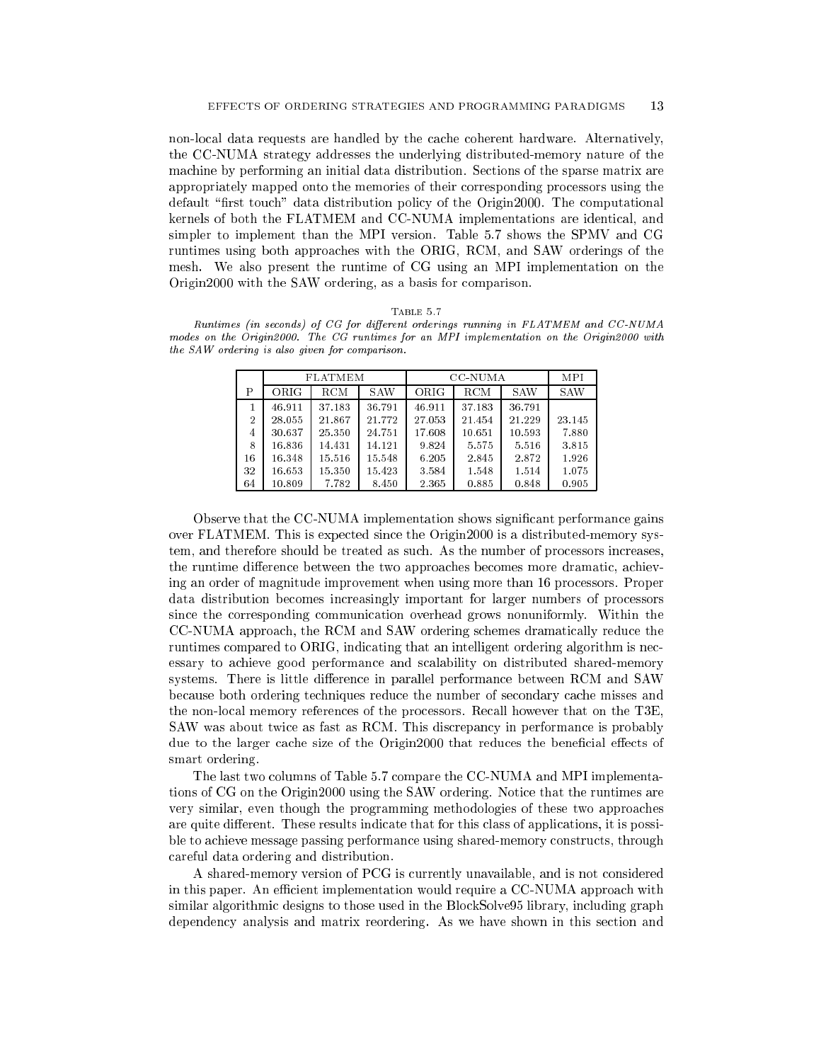non-local data requests are handled by the cache coherent hardware. Alternatively, the CC-NUMA strategy addresses the underlying distributed-memory nature of the machine by performing an initial data distribution. Sections of the sparse matrix are appropriately mapped onto the memories of their corresponding processors using the default "first touch" data distribution policy of the Origin2000. The computational kernels of both the FLATMEM and CC-NUMA implementations are identical, and simpler to implement than the MPI version. Table 5.7 shows the SPMV and CG runtimes using both approaches with the ORIG, RCM, and SAW orderings of the mesh. We also present the runtime of CG using an MPI implementation on the Origin2000 with the SAW ordering, as a basis for comparison.

Table 5.7

*Runtimes (in seconds) of CG for different orderings running in FLATMEM and CC-NUMA modes on the Origin2000. The CG runtimes for an MPI implementation on the Origin2000 with the SAW ordering is also given for comparison.*

| | FLATMEM | | | CC-NUMA | | | MPI |
|---|---|---|---|---|---|---|---|
| P | ORIG | RCM | SAW | ORIG | RCM | SAW | SAW |
| 1 | 46.911 | 37.183 | 36.791 | 46.911 | 37.183 | 36.791 | |
| 2 | 28.055 | 21.867 | 21.772 | 27.053 | 21.454 | 21.229 | 23.145 |
| 4 | 30.637 | 25.350 | 24.751 | 17.608 | 10.651 | 10.593 | 7.880 |
| 8 | 16.836 | 14.431 | 14.121 | 9.824 | 5.575 | 5.516 | 3.815 |
| 16 | 16.348 | 15.516 | 15.548 | 6.205 | 2.845 | 2.872 | 1.926 |
| 32 | 16.653 | 15.350 | 15.423 | 3.584 | 1.548 | 1.514 | 1.075 |
| 64 | 10.809 | 7.782 | 8.450 | 2.365 | 0.885 | 0.848 | 0.905 |

Observe that the CC-NUMA implementation shows significant performance gains over FLATMEM. This is expected since the Origin2000 is a distributed-memory system, and therefore should be treated as such. As the number of processors increases, the runtime difference between the two approaches becomes more dramatic, achieving an order of magnitude improvement when using more than 16 processors. Proper data distribution becomes increasingly important for larger numbers of processors since the corresponding communication overhead grows nonuniformly. Within the CC-NUMA approach, the RCM and SAW ordering schemes dramatically reduce the runtimes compared to ORIG, indicating that an intelligent ordering algorithm is necessary to achieve good performance and scalability on distributed shared-memory systems. There is little difference in parallel performance between RCM and SAW because both ordering techniques reduce the number of secondary cache misses and the non-local memory references of the processors. Recall however that on the T3E, SAW was about twice as fast as RCM. This discrepancy in performance is probably due to the larger cache size of the Origin2000 that reduces the beneficial effects of smart ordering.

The last two columns of Table 5.7 compare the CC-NUMA and MPI implementations of CG on the Origin2000 using the SAW ordering. Notice that the runtimes are very similar, even though the programming methodologies of these two approaches are quite different. These results indicate that for this class of applications, it is possible to achieve message passing performance using shared-memory constructs, through careful data ordering and distribution.

A shared-memory version of PCG is currently unavailable, and is not considered in this paper. An efficient implementation would require a CC-NUMA approach with similar algorithmic designs to those used in the BlockSolve95 library, including graph dependency analysis and matrix reordering. As we have shown in this section and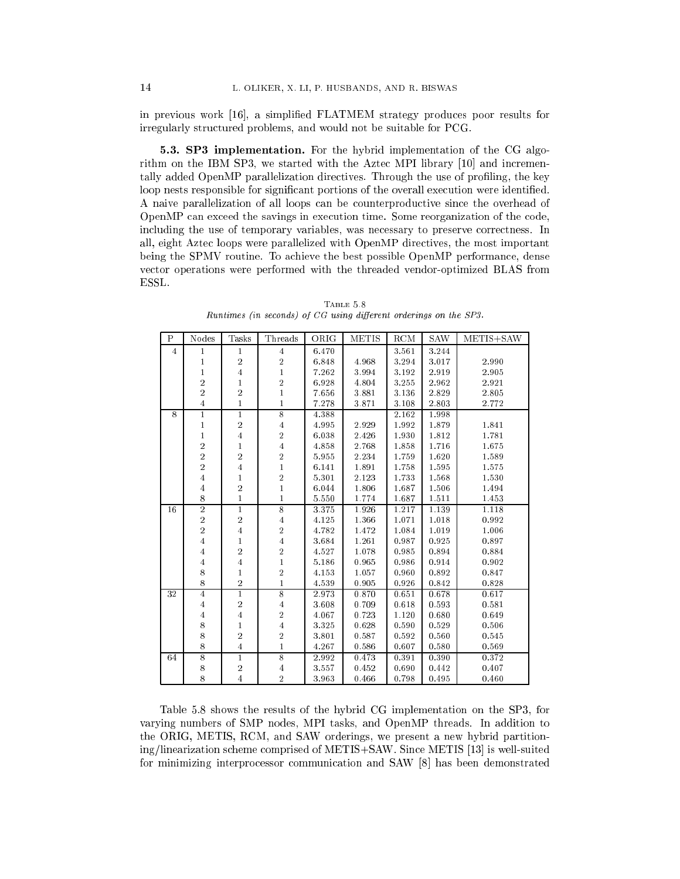in previous work [16], a simplified FLATMEM strategy produces poor results for irregularly structured problems, and would not be suitable for PCG.

**5.3. SP3 implementation.** For the hybrid implementation of the CG algorithm on the IBM SP3, we started with the Aztec MPI library [10] and incrementally added OpenMP parallelization directives. Through the use of profiling, the key loop nests responsible for significant portions of the overall execution were identified. A naive parallelization of all loops can be counterproductive since the overhead of OpenMP can exceed the savings in execution time. Some reorganization of the code, including the use of temporary variables, was necessary to preserve correctness. In all, eight Aztec loops were parallelized with OpenMP directives, the most important being the SPMV routine. To achieve the best possible OpenMP performance, dense vector operations were performed with the threaded vendor-optimized BLAS from ESSL.

Table 5.8
*Runtimes (in seconds) of CG using different orderings on the SP3.*

| P | Nodes | Tasks | Threads | ORIG | METIS | RCM | SAW | METIS+SAW |
|---|---|---|---|---|---|---|---|---|
| 4 | 1 | 1 | 4 | 6.470 | | 3.561 | 3.244 | |
| | 1 | 2 | 2 | 6.848 | 4.968 | 3.294 | 3.017 | 2.990 |
| | 1 | 4 | 1 | 7.262 | 3.994 | 3.192 | 2.919 | 2.905 |
| | 2 | 1 | 2 | 6.928 | 4.804 | 3.255 | 2.962 | 2.921 |
| | 2 | 2 | 1 | 7.656 | 3.881 | 3.136 | 2.829 | 2.805 |
| | 4 | 1 | 1 | 7.278 | 3.871 | 3.108 | 2.803 | 2.772 |
| 8 | 1 | 1 | 8 | 4.388 | | 2.162 | 1.998 | |
| | 1 | 2 | 4 | 4.995 | 2.929 | 1.992 | 1.879 | 1.841 |
| | 1 | 4 | 2 | 6.038 | 2.426 | 1.930 | 1.812 | 1.781 |
| | 2 | 1 | 4 | 4.858 | 2.768 | 1.858 | 1.716 | 1.675 |
| | 2 | 2 | 2 | 5.955 | 2.234 | 1.759 | 1.620 | 1.589 |
| | 2 | 4 | 1 | 6.141 | 1.891 | 1.758 | 1.595 | 1.575 |
| | 4 | 1 | 2 | 5.301 | 2.123 | 1.733 | 1.568 | 1.530 |
| | 4 | 2 | 1 | 6.044 | 1.806 | 1.687 | 1.506 | 1.494 |
| | 8 | 1 | 1 | 5.550 | 1.774 | 1.687 | 1.511 | 1.453 |
| 16 | 2 | 1 | 8 | 3.375 | 1.926 | 1.217 | 1.139 | 1.118 |
| | 2 | 2 | 4 | 4.125 | 1.366 | 1.071 | 1.018 | 0.992 |
| | 2 | 4 | 2 | 4.782 | 1.472 | 1.084 | 1.019 | 1.006 |
| | 4 | 1 | 4 | 3.684 | 1.261 | 0.987 | 0.925 | 0.897 |
| | 4 | 2 | 2 | 4.527 | 1.078 | 0.985 | 0.894 | 0.884 |
| | 4 | 4 | 1 | 5.186 | 0.965 | 0.986 | 0.914 | 0.902 |
| | 8 | 1 | 2 | 4.153 | 1.057 | 0.960 | 0.892 | 0.847 |
| | 8 | 2 | 1 | 4.539 | 0.905 | 0.926 | 0.842 | 0.828 |
| 32 | 4 | 1 | 8 | 2.973 | 0.870 | 0.651 | 0.678 | 0.617 |
| | 4 | 2 | 4 | 3.608 | 0.709 | 0.618 | 0.593 | 0.581 |
| | 4 | 4 | 2 | 4.067 | 0.723 | 1.120 | 0.680 | 0.649 |
| | 8 | 1 | 4 | 3.325 | 0.628 | 0.590 | 0.529 | 0.506 |
| | 8 | 2 | 2 | 3.801 | 0.587 | 0.592 | 0.560 | 0.545 |
| | 8 | 4 | 1 | 4.267 | 0.586 | 0.607 | 0.580 | 0.569 |
| 64 | 8 | 1 | 8 | 2.992 | 0.473 | 0.391 | 0.390 | 0.372 |
| | 8 | 2 | 4 | 3.557 | 0.452 | 0.690 | 0.442 | 0.407 |
| | 8 | 4 | 2 | 3.963 | 0.466 | 0.798 | 0.495 | 0.460 |

Table 5.8 shows the results of the hybrid CG implementation on the SP3, for varying numbers of SMP nodes, MPI tasks, and OpenMP threads. In addition to the ORIG, METIS, RCM, and SAW orderings, we present a new hybrid partitioning/linearization scheme comprised of METIS+SAW. Since METIS [13] is well-suited for minimizing interprocessor communication and SAW [8] has been demonstrated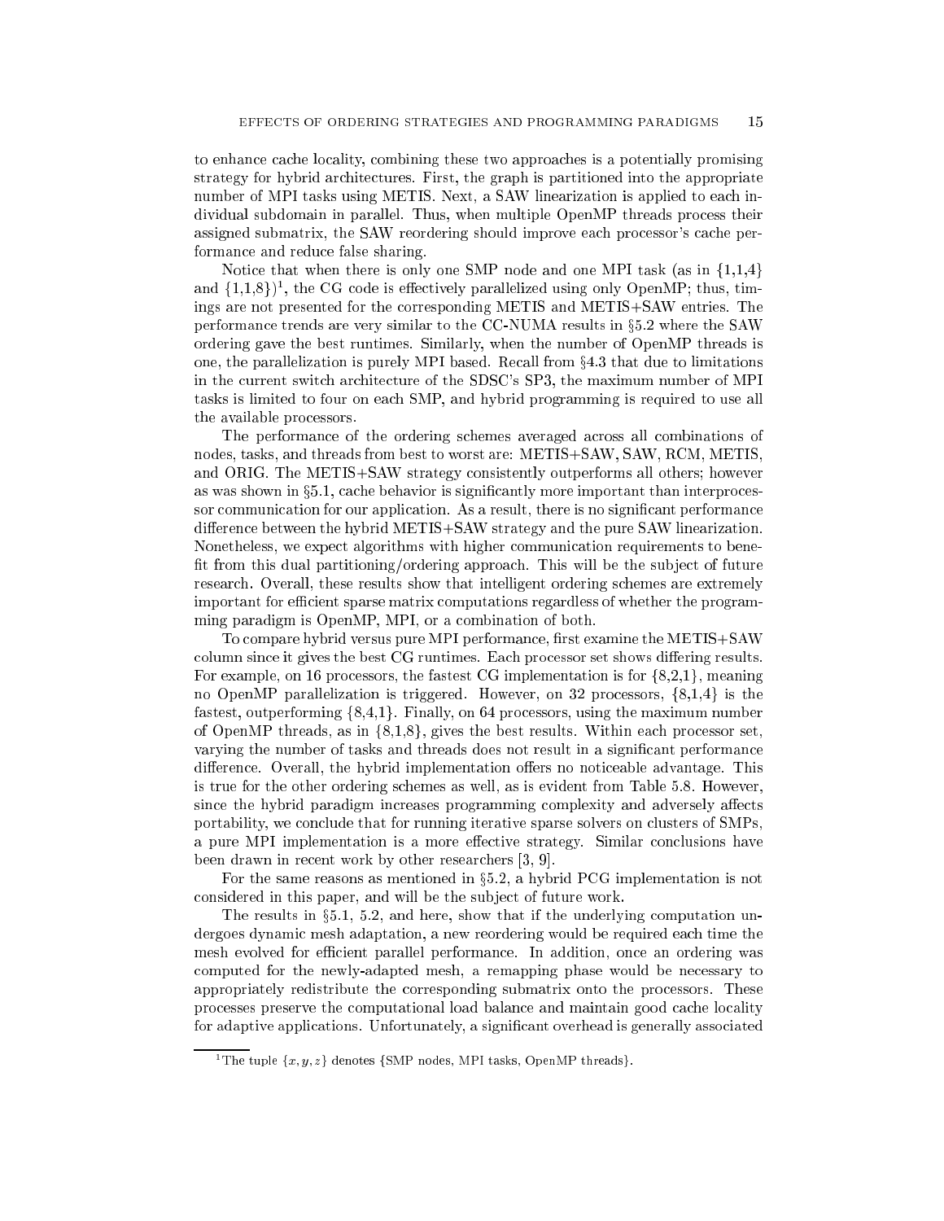to enhance cache locality, combining these two approaches is a potentially promising strategy for hybrid architectures. First, the graph is partitioned into the appropriate number of MPI tasks using METIS. Next, a SAW linearization is applied to each individual subdomain in parallel. Thus, when multiple OpenMP threads process their assigned submatrix, the SAW reordering should improve each processor's cache performance and reduce false sharing.

Notice that when there is only one SMP node and one MPI task (as in {1,1,4} and {1,1,8})[1], the CG code is effectively parallelized using only OpenMP; thus, timings are not presented for the corresponding METIS and METIS+SAW entries. The performance trends are very similar to the CC-NUMA results in §5.2 where the SAW ordering gave the best runtimes. Similarly, when the number of OpenMP threads is one, the parallelization is purely MPI based. Recall from §4.3 that due to limitations in the current switch architecture of the SDSC's SP3, the maximum number of MPI tasks is limited to four on each SMP, and hybrid programming is required to use all the available processors.

The performance of the ordering schemes averaged across all combinations of nodes, tasks, and threads from best to worst are: METIS+SAW, SAW, RCM, METIS, and ORIG. The METIS+SAW strategy consistently outperforms all others; however as was shown in §5.1, cache behavior is significantly more important than interprocessor communication for our application. As a result, there is no significant performance difference between the hybrid METIS+SAW strategy and the pure SAW linearization. Nonetheless, we expect algorithms with higher communication requirements to benefit from this dual partitioning/ordering approach. This will be the subject of future research. Overall, these results show that intelligent ordering schemes are extremely important for efficient sparse matrix computations regardless of whether the programming paradigm is OpenMP, MPI, or a combination of both.

To compare hybrid versus pure MPI performance, first examine the METIS+SAW column since it gives the best CG runtimes. Each processor set shows differing results. For example, on 16 processors, the fastest CG implementation is for {8,2,1}, meaning no OpenMP parallelization is triggered. However, on 32 processors, {8,1,4} is the fastest, outperforming {8,4,1}. Finally, on 64 processors, using the maximum number of OpenMP threads, as in {8,1,8}, gives the best results. Within each processor set, varying the number of tasks and threads does not result in a significant performance difference. Overall, the hybrid implementation offers no noticeable advantage. This is true for the other ordering schemes as well, as is evident from Table 5.8. However, since the hybrid paradigm increases programming complexity and adversely affects portability, we conclude that for running iterative sparse solvers on clusters of SMPs, a pure MPI implementation is a more effective strategy. Similar conclusions have been drawn in recent work by other researchers [3, 9].

For the same reasons as mentioned in §5.2, a hybrid PCG implementation is not considered in this paper, and will be the subject of future work.

The results in §5.1, 5.2, and here, show that if the underlying computation undergoes dynamic mesh adaptation, a new reordering would be required each time the mesh evolved for efficient parallel performance. In addition, once an ordering was computed for the newly-adapted mesh, a remapping phase would be necessary to appropriately redistribute the corresponding submatrix onto the processors. These processes preserve the computational load balance and maintain good cache locality for adaptive applications. Unfortunately, a significant overhead is generally associated

[1] The tuple $\{x, y, z\}$ denotes {SMP nodes, MPI tasks, OpenMP threads}.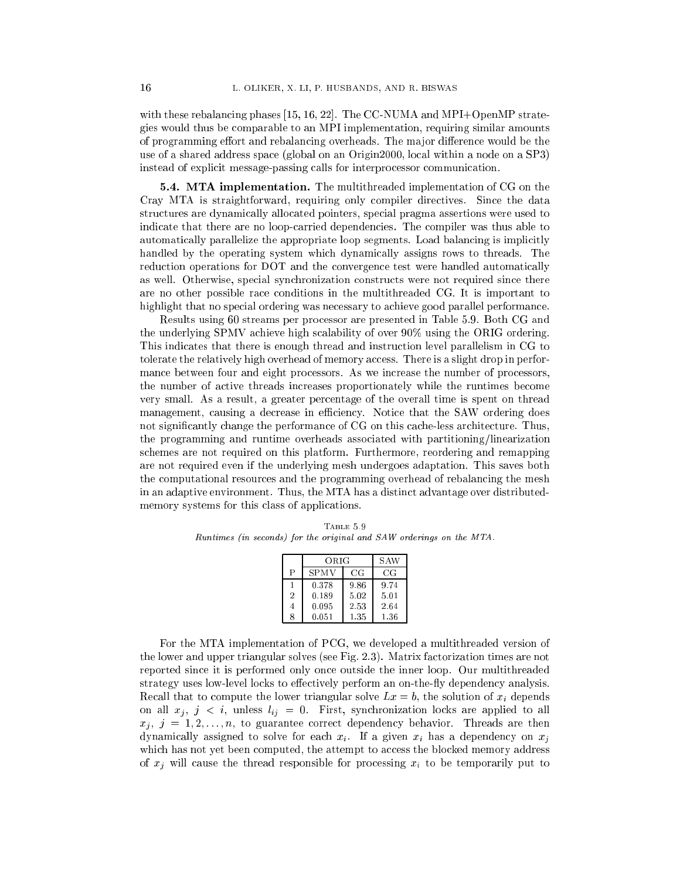with these rebalancing phases [15, 16, 22]. The CC-NUMA and MPI+OpenMP strategies would thus be comparable to an MPI implementation, requiring similar amounts of programming effort and rebalancing overheads. The major difference would be the use of a shared address space (global on an Origin2000, local within a node on a SP3) instead of explicit message-passing calls for interprocessor communication.

**5.4. MTA implementation.** The multithreaded implementation of CG on the Cray MTA is straightforward, requiring only compiler directives. Since the data structures are dynamically allocated pointers, special pragma assertions were used to indicate that there are no loop-carried dependencies. The compiler was thus able to automatically parallelize the appropriate loop segments. Load balancing is implicitly handled by the operating system which dynamically assigns rows to threads. The reduction operations for DOT and the convergence test were handled automatically as well. Otherwise, special synchronization constructs were not required since there are no other possible race conditions in the multithreaded CG. It is important to highlight that no special ordering was necessary to achieve good parallel performance.

Results using 60 streams per processor are presented in Table 5.9. Both CG and the underlying SPMV achieve high scalability of over 90% using the ORIG ordering. This indicates that there is enough thread and instruction level parallelism in CG to tolerate the relatively high overhead of memory access. There is a slight drop in performance between four and eight processors. As we increase the number of processors, the number of active threads increases proportionately while the runtimes become very small. As a result, a greater percentage of the overall time is spent on thread management, causing a decrease in efficiency. Notice that the SAW ordering does not significantly change the performance of CG on this cache-less architecture. Thus, the programming and runtime overheads associated with partitioning/linearization schemes are not required on this platform. Furthermore, reordering and remapping are not required even if the underlying mesh undergoes adaptation. This saves both the computational resources and the programming overhead of rebalancing the mesh in an adaptive environment. Thus, the MTA has a distinct advantage over distributed-memory systems for this class of applications.

Table 5.9
*Runtimes (in seconds) for the original and SAW orderings on the MTA.*

| | ORIG | | SAW |
|---|---|---|---|
| P | SPMV | CG | CG |
| 1 | 0.378 | 9.86 | 9.74 |
| 2 | 0.189 | 5.02 | 5.01 |
| 4 | 0.095 | 2.53 | 2.64 |
| 8 | 0.051 | 1.35 | 1.36 |

For the MTA implementation of PCG, we developed a multithreaded version of the lower and upper triangular solves (see Fig. 2.3). Matrix factorization times are not reported since it is performed only once outside the inner loop. Our multithreaded strategy uses low-level locks to effectively perform an on-the-fly dependency analysis. Recall that to compute the lower triangular solve $Lx = b$, the solution of $x_i$ depends on all $x_j$, $j < i$, unless $l_{ij} = 0$. First, synchronization locks are applied to all $x_j$, $j = 1, 2, \ldots, n$, to guarantee correct dependency behavior. Threads are then dynamically assigned to solve for each $x_i$. If a given $x_i$ has a dependency on $x_j$ which has not yet been computed, the attempt to access the blocked memory address of $x_j$ will cause the thread responsible for processing $x_i$ to be temporarily put to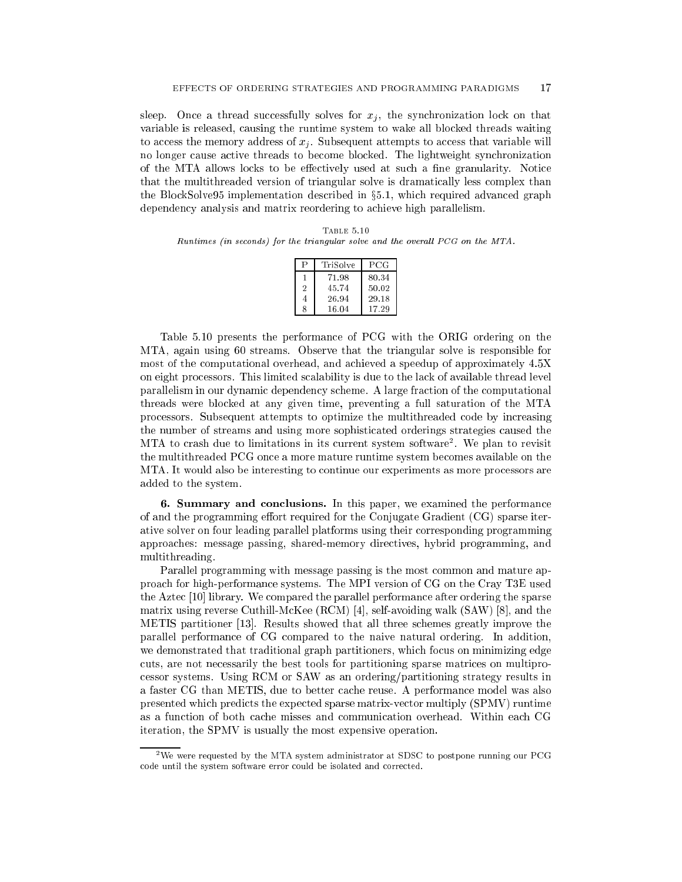sleep. Once a thread successfully solves for $x_j$, the synchronization lock on that variable is released, causing the runtime system to wake all blocked threads waiting to access the memory address of $x_j$. Subsequent attempts to access that variable will no longer cause active threads to become blocked. The lightweight synchronization of the MTA allows locks to be effectively used at such a fine granularity. Notice that the multithreaded version of triangular solve is dramatically less complex than the BlockSolve95 implementation described in §5.1, which required advanced graph dependency analysis and matrix reordering to achieve high parallelism.

Table 5.10
*Runtimes (in seconds) for the triangular solve and the overall PCG on the MTA.*

| P | TriSolve | PCG |
|---|---|---|
| 1 | 71.98 | 80.34 |
| 2 | 45.74 | 50.02 |
| 4 | 26.94 | 29.18 |
| 8 | 16.04 | 17.29 |

Table 5.10 presents the performance of PCG with the ORIG ordering on the MTA, again using 60 streams. Observe that the triangular solve is responsible for most of the computational overhead, and achieved a speedup of approximately 4.5X on eight processors. This limited scalability is due to the lack of available thread level parallelism in our dynamic dependency scheme. A large fraction of the computational threads were blocked at any given time, preventing a full saturation of the MTA processors. Subsequent attempts to optimize the multithreaded code by increasing the number of streams and using more sophisticated orderings strategies caused the MTA to crash due to limitations in its current system software[2]. We plan to revisit the multithreaded PCG once a more mature runtime system becomes available on the MTA. It would also be interesting to continue our experiments as more processors are added to the system.

**6. Summary and conclusions.** In this paper, we examined the performance of and the programming effort required for the Conjugate Gradient (CG) sparse iterative solver on four leading parallel platforms using their corresponding programming approaches: message passing, shared-memory directives, hybrid programming, and multithreading.

Parallel programming with message passing is the most common and mature approach for high-performance systems. The MPI version of CG on the Cray T3E used the Aztec [10] library. We compared the parallel performance after ordering the sparse matrix using reverse Cuthill-McKee (RCM) [4], self-avoiding walk (SAW) [8], and the METIS partitioner [13]. Results showed that all three schemes greatly improve the parallel performance of CG compared to the naive natural ordering. In addition, we demonstrated that traditional graph partitioners, which focus on minimizing edge cuts, are not necessarily the best tools for partitioning sparse matrices on multiprocessor systems. Using RCM or SAW as an ordering/partitioning strategy results in a faster CG than METIS, due to better cache reuse. A performance model was also presented which predicts the expected sparse matrix-vector multiply (SPMV) runtime as a function of both cache misses and communication overhead. Within each CG iteration, the SPMV is usually the most expensive operation.

[2] We were requested by the MTA system administrator at SDSC to postpone running our PCG code until the system software error could be isolated and corrected.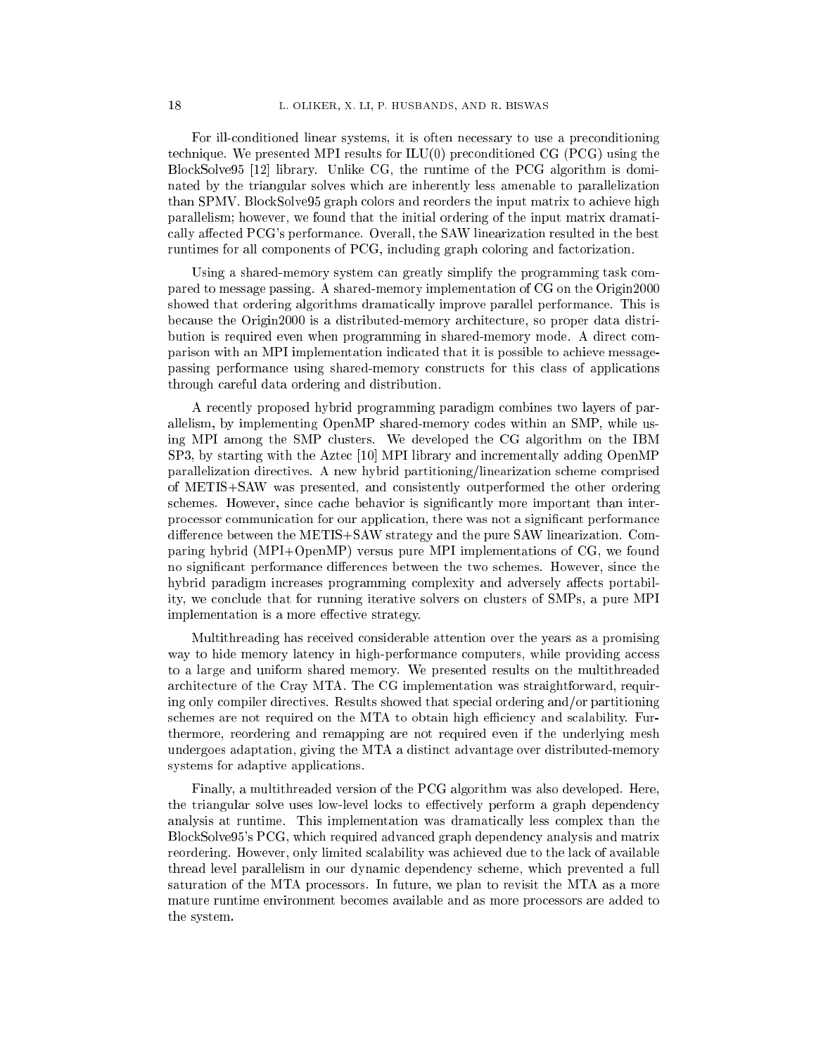For ill-conditioned linear systems, it is often necessary to use a preconditioning technique. We presented MPI results for ILU(0) preconditioned CG (PCG) using the BlockSolve95 [12] library. Unlike CG, the runtime of the PCG algorithm is dominated by the triangular solves which are inherently less amenable to parallelization than SPMV. BlockSolve95 graph colors and reorders the input matrix to achieve high parallelism; however, we found that the initial ordering of the input matrix dramatically affected PCG's performance. Overall, the SAW linearization resulted in the best runtimes for all components of PCG, including graph coloring and factorization.

Using a shared-memory system can greatly simplify the programming task compared to message passing. A shared-memory implementation of CG on the Origin2000 showed that ordering algorithms dramatically improve parallel performance. This is because the Origin2000 is a distributed-memory architecture, so proper data distribution is required even when programming in shared-memory mode. A direct comparison with an MPI implementation indicated that it is possible to achieve message-passing performance using shared-memory constructs for this class of applications through careful data ordering and distribution.

A recently proposed hybrid programming paradigm combines two layers of parallelism, by implementing OpenMP shared-memory codes within an SMP, while using MPI among the SMP clusters. We developed the CG algorithm on the IBM SP3, by starting with the Aztec [10] MPI library and incrementally adding OpenMP parallelization directives. A new hybrid partitioning/linearization scheme comprised of METIS+SAW was presented, and consistently outperformed the other ordering schemes. However, since cache behavior is significantly more important than interprocessor communication for our application, there was not a significant performance difference between the METIS+SAW strategy and the pure SAW linearization. Comparing hybrid (MPI+OpenMP) versus pure MPI implementations of CG, we found no significant performance differences between the two schemes. However, since the hybrid paradigm increases programming complexity and adversely affects portability, we conclude that for running iterative solvers on clusters of SMPs, a pure MPI implementation is a more effective strategy.

Multithreading has received considerable attention over the years as a promising way to hide memory latency in high-performance computers, while providing access to a large and uniform shared memory. We presented results on the multithreaded architecture of the Cray MTA. The CG implementation was straightforward, requiring only compiler directives. Results showed that special ordering and/or partitioning schemes are not required on the MTA to obtain high efficiency and scalability. Furthermore, reordering and remapping are not required even if the underlying mesh undergoes adaptation, giving the MTA a distinct advantage over distributed-memory systems for adaptive applications.

Finally, a multithreaded version of the PCG algorithm was also developed. Here, the triangular solve uses low-level locks to effectively perform a graph dependency analysis at runtime. This implementation was dramatically less complex than the BlockSolve95's PCG, which required advanced graph dependency analysis and matrix reordering. However, only limited scalability was achieved due to the lack of available thread level parallelism in our dynamic dependency scheme, which prevented a full saturation of the MTA processors. In future, we plan to revisit the MTA as a more mature runtime environment becomes available and as more processors are added to the system.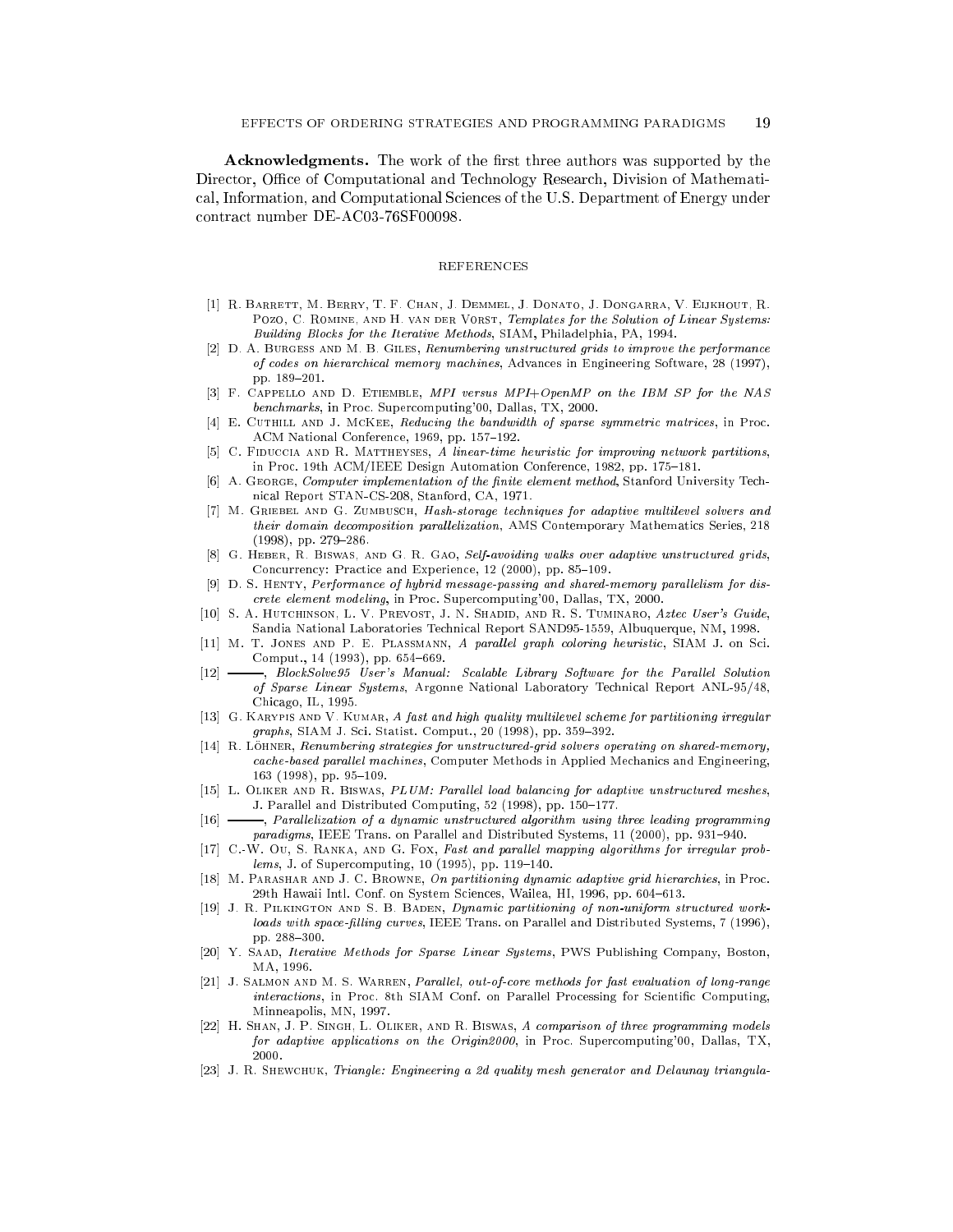**Acknowledgments.** The work of the first three authors was supported by the Director, Office of Computational and Technology Research, Division of Mathematical, Information, and Computational Sciences of the U.S. Department of Energy under contract number DE-AC03-76SF00098.

## REFERENCES

[1] R. Barrett, M. Berry, T. F. Chan, J. Demmel, J. Donato, J. Dongarra, V. Eijkhout, R. Pozo, C. Romine, and H. van der Vorst, *Templates for the Solution of Linear Systems: Building Blocks for the Iterative Methods*, SIAM, Philadelphia, PA, 1994.

[2] D. A. Burgess and M. B. Giles, *Renumbering unstructured grids to improve the performance of codes on hierarchical memory machines*, Advances in Engineering Software, 28 (1997), pp. 189–201.

[3] F. Cappello and D. Etiemble, *MPI versus MPI+OpenMP on the IBM SP for the NAS benchmarks*, in Proc. Supercomputing'00, Dallas, TX, 2000.

[4] E. Cuthill and J. McKee, *Reducing the bandwidth of sparse symmetric matrices*, in Proc. ACM National Conference, 1969, pp. 157–192.

[5] C. Fiduccia and R. Mattheyses, *A linear-time heuristic for improving network partitions*, in Proc. 19th ACM/IEEE Design Automation Conference, 1982, pp. 175–181.

[6] A. George, *Computer implementation of the finite element method*, Stanford University Technical Report STAN-CS-208, Stanford, CA, 1971.

[7] M. Griebel and G. Zumbusch, *Hash-storage techniques for adaptive multilevel solvers and their domain decomposition parallelization*, AMS Contemporary Mathematics Series, 218 (1998), pp. 279–286.

[8] G. Heber, R. Biswas, and G. R. Gao, *Self-avoiding walks over adaptive unstructured grids*, Concurrency: Practice and Experience, 12 (2000), pp. 85–109.

[9] D. S. Henty, *Performance of hybrid message-passing and shared-memory parallelism for discrete element modeling*, in Proc. Supercomputing'00, Dallas, TX, 2000.

[10] S. A. Hutchinson, L. V. Prevost, J. N. Shadid, and R. S. Tuminaro, *Aztec User's Guide*, Sandia National Laboratories Technical Report SAND95-1559, Albuquerque, NM, 1998.

[11] M. T. Jones and P. E. Plassmann, *A parallel graph coloring heuristic*, SIAM J. on Sci. Comput., 14 (1993), pp. 654–669.

[12] ———, *BlockSolve95 User's Manual: Scalable Library Software for the Parallel Solution of Sparse Linear Systems*, Argonne National Laboratory Technical Report ANL-95/48, Chicago, IL, 1995.

[13] G. Karypis and V. Kumar, *A fast and high quality multilevel scheme for partitioning irregular graphs*, SIAM J. Sci. Statist. Comput., 20 (1998), pp. 359–392.

[14] R. Löhner, *Renumbering strategies for unstructured-grid solvers operating on shared-memory, cache-based parallel machines*, Computer Methods in Applied Mechanics and Engineering, 163 (1998), pp. 95–109.

[15] L. Oliker and R. Biswas, *PLUM: Parallel load balancing for adaptive unstructured meshes*, J. Parallel and Distributed Computing, 52 (1998), pp. 150–177.

[16] ———, *Parallelization of a dynamic unstructured algorithm using three leading programming paradigms*, IEEE Trans. on Parallel and Distributed Systems, 11 (2000), pp. 931–940.

[17] C.-W. Ou, S. Ranka, and G. Fox, *Fast and parallel mapping algorithms for irregular problems*, J. of Supercomputing, 10 (1995), pp. 119–140.

[18] M. Parashar and J. C. Browne, *On partitioning dynamic adaptive grid hierarchies*, in Proc. 29th Hawaii Intl. Conf. on System Sciences, Wailea, HI, 1996, pp. 604–613.

[19] J. R. Pilkington and S. B. Baden, *Dynamic partitioning of non-uniform structured workloads with space-filling curves*, IEEE Trans. on Parallel and Distributed Systems, 7 (1996), pp. 288–300.

[20] Y. Saad, *Iterative Methods for Sparse Linear Systems*, PWS Publishing Company, Boston, MA, 1996.

[21] J. Salmon and M. S. Warren, *Parallel, out-of-core methods for fast evaluation of long-range interactions*, in Proc. 8th SIAM Conf. on Parallel Processing for Scientific Computing, Minneapolis, MN, 1997.

[22] H. Shan, J. P. Singh, L. Oliker, and R. Biswas, *A comparison of three programming models for adaptive applications on the Origin2000*, in Proc. Supercomputing'00, Dallas, TX, 2000.

[23] J. R. Shewchuk, *Triangle: Engineering a 2d quality mesh generator and Delaunay triangula-*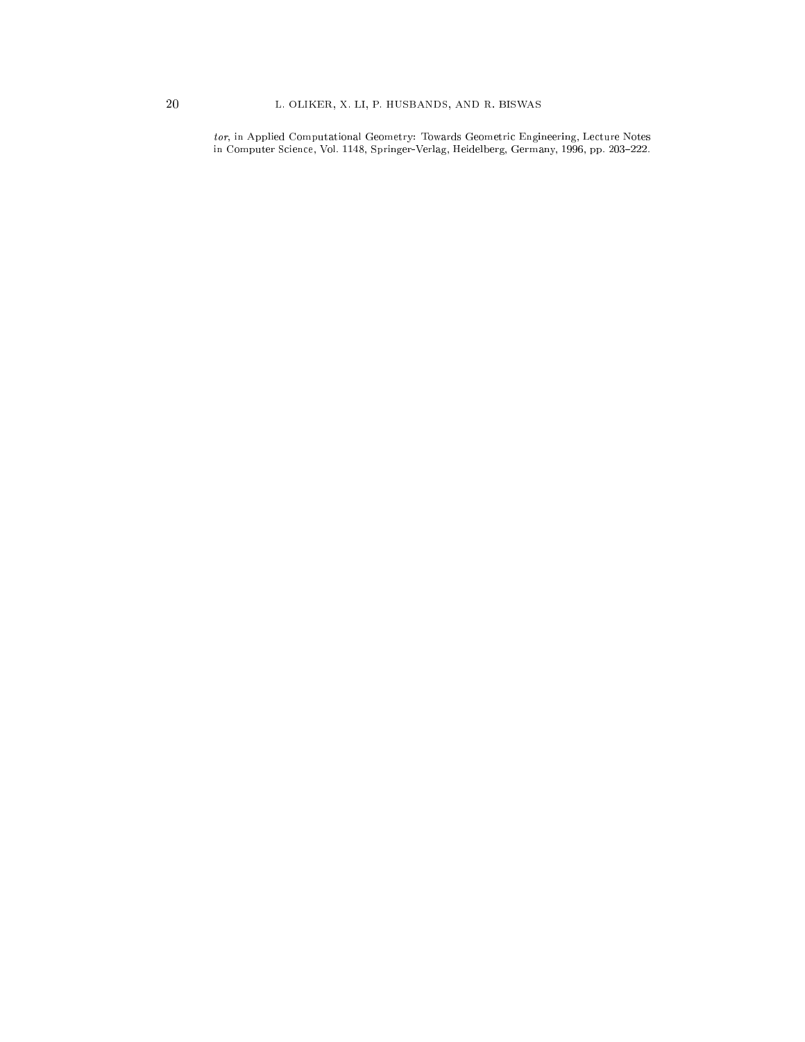*tor*, in Applied Computational Geometry: Towards Geometric Engineering, Lecture Notes in Computer Science, Vol. 1148, Springer-Verlag, Heidelberg, Germany, 1996, pp. 203–222.